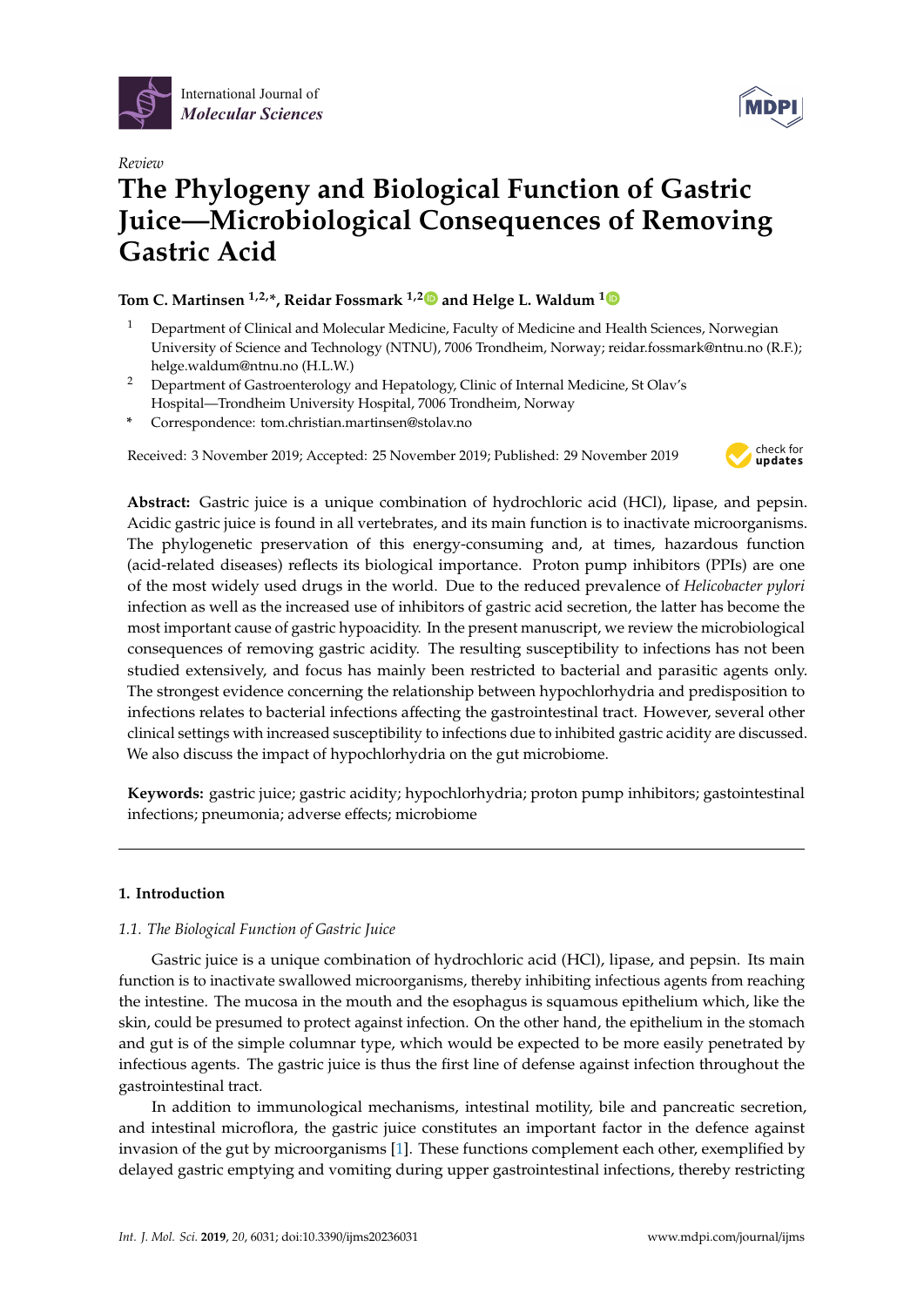International Journal of *Molecular Sciences*

*Review*

# The Phylogeny and Biological Function of Gastric Juice—Microbiological Consequences of Removing Gastric Acid

**Tom C. Martinsen [1,2,*], Reidar Fossmark [1,2] and Helge L. Waldum [1]**

[1] Department of Clinical and Molecular Medicine, Faculty of Medicine and Health Sciences, Norwegian University of Science and Technology (NTNU), 7006 Trondheim, Norway; reidar.fossmark@ntnu.no (R.F.); helge.waldum@ntnu.no (H.L.W.)

[2] Department of Gastroenterology and Hepatology, Clinic of Internal Medicine, St Olav's Hospital—Trondheim University Hospital, 7006 Trondheim, Norway

\* Correspondence: tom.christian.martinsen@stolav.no

Received: 3 November 2019; Accepted: 25 November 2019; Published: 29 November 2019

**Abstract:** Gastric juice is a unique combination of hydrochloric acid (HCl), lipase, and pepsin. Acidic gastric juice is found in all vertebrates, and its main function is to inactivate microorganisms. The phylogenetic preservation of this energy-consuming and, at times, hazardous function (acid-related diseases) reflects its biological importance. Proton pump inhibitors (PPIs) are one of the most widely used drugs in the world. Due to the reduced prevalence of *Helicobacter pylori* infection as well as the increased use of inhibitors of gastric acid secretion, the latter has become the most important cause of gastric hypoacidity. In the present manuscript, we review the microbiological consequences of removing gastric acidity. The resulting susceptibility to infections has not been studied extensively, and focus has mainly been restricted to bacterial and parasitic agents only. The strongest evidence concerning the relationship between hypochlorhydria and predisposition to infections relates to bacterial infections affecting the gastrointestinal tract. However, several other clinical settings with increased susceptibility to infections due to inhibited gastric acidity are discussed. We also discuss the impact of hypochlorhydria on the gut microbiome.

**Keywords:** gastric juice; gastric acidity; hypochlorhydria; proton pump inhibitors; gastointestinal infections; pneumonia; adverse effects; microbiome

## 1. Introduction

### 1.1. The Biological Function of Gastric Juice

Gastric juice is a unique combination of hydrochloric acid (HCl), lipase, and pepsin. Its main function is to inactivate swallowed microorganisms, thereby inhibiting infectious agents from reaching the intestine. The mucosa in the mouth and the esophagus is squamous epithelium which, like the skin, could be presumed to protect against infection. On the other hand, the epithelium in the stomach and gut is of the simple columnar type, which would be expected to be more easily penetrated by infectious agents. The gastric juice is thus the first line of defense against infection throughout the gastrointestinal tract.

In addition to immunological mechanisms, intestinal motility, bile and pancreatic secretion, and intestinal microflora, the gastric juice constitutes an important factor in the defence against invasion of the gut by microorganisms [1]. These functions complement each other, exemplified by delayed gastric emptying and vomiting during upper gastrointestinal infections, thereby restricting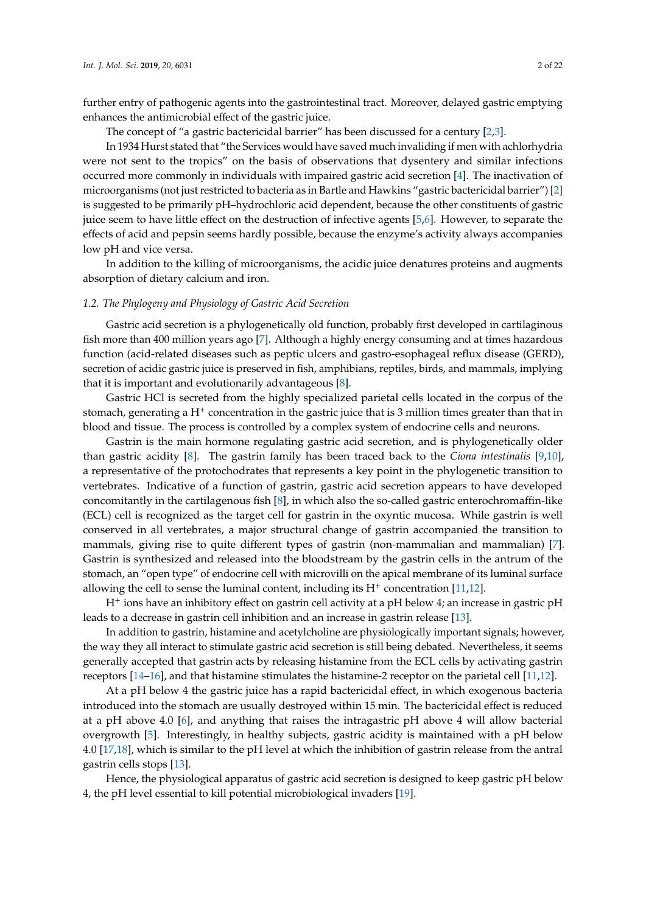further entry of pathogenic agents into the gastrointestinal tract. Moreover, delayed gastric emptying enhances the antimicrobial effect of the gastric juice.

The concept of "a gastric bactericidal barrier" has been discussed for a century [2,3].

In 1934 Hurst stated that "the Services would have saved much invaliding if men with achlorhydria were not sent to the tropics" on the basis of observations that dysentery and similar infections occurred more commonly in individuals with impaired gastric acid secretion [4]. The inactivation of microorganisms (not just restricted to bacteria as in Bartle and Hawkins "gastric bactericidal barrier") [2] is suggested to be primarily pH–hydrochloric acid dependent, because the other constituents of gastric juice seem to have little effect on the destruction of infective agents [5,6]. However, to separate the effects of acid and pepsin seems hardly possible, because the enzyme's activity always accompanies low pH and vice versa.

In addition to the killing of microorganisms, the acidic juice denatures proteins and augments absorption of dietary calcium and iron.

### 1.2. The Phylogeny and Physiology of Gastric Acid Secretion

Gastric acid secretion is a phylogenetically old function, probably first developed in cartilaginous fish more than 400 million years ago [7]. Although a highly energy consuming and at times hazardous function (acid-related diseases such as peptic ulcers and gastro-esophageal reflux disease (GERD), secretion of acidic gastric juice is preserved in fish, amphibians, reptiles, birds, and mammals, implying that it is important and evolutionarily advantageous [8].

Gastric HCl is secreted from the highly specialized parietal cells located in the corpus of the stomach, generating a $H^+$ concentration in the gastric juice that is 3 million times greater than that in blood and tissue. The process is controlled by a complex system of endocrine cells and neurons.

Gastrin is the main hormone regulating gastric acid secretion, and is phylogenetically older than gastric acidity [8]. The gastrin family has been traced back to the *Ciona intestinalis* [9,10], a representative of the protochodrates that represents a key point in the phylogenetic transition to vertebrates. Indicative of a function of gastrin, gastric acid secretion appears to have developed concomitantly in the cartilagenous fish [8], in which also the so-called gastric enterochromaffin-like (ECL) cell is recognized as the target cell for gastrin in the oxyntic mucosa. While gastrin is well conserved in all vertebrates, a major structural change of gastrin accompanied the transition to mammals, giving rise to quite different types of gastrin (non-mammalian and mammalian) [7]. Gastrin is synthesized and released into the bloodstream by the gastrin cells in the antrum of the stomach, an "open type" of endocrine cell with microvilli on the apical membrane of its luminal surface allowing the cell to sense the luminal content, including its $H^+$ concentration [11,12].

$H^+$ ions have an inhibitory effect on gastrin cell activity at a pH below 4; an increase in gastric pH leads to a decrease in gastrin cell inhibition and an increase in gastrin release [13].

In addition to gastrin, histamine and acetylcholine are physiologically important signals; however, the way they all interact to stimulate gastric acid secretion is still being debated. Nevertheless, it seems generally accepted that gastrin acts by releasing histamine from the ECL cells by activating gastrin receptors [14–16], and that histamine stimulates the histamine-2 receptor on the parietal cell [11,12].

At a pH below 4 the gastric juice has a rapid bactericidal effect, in which exogenous bacteria introduced into the stomach are usually destroyed within 15 min. The bactericidal effect is reduced at a pH above 4.0 [6], and anything that raises the intragastric pH above 4 will allow bacterial overgrowth [5]. Interestingly, in healthy subjects, gastric acidity is maintained with a pH below 4.0 [17,18], which is similar to the pH level at which the inhibition of gastrin release from the antral gastrin cells stops [13].

Hence, the physiological apparatus of gastric acid secretion is designed to keep gastric pH below 4, the pH level essential to kill potential microbiological invaders [19].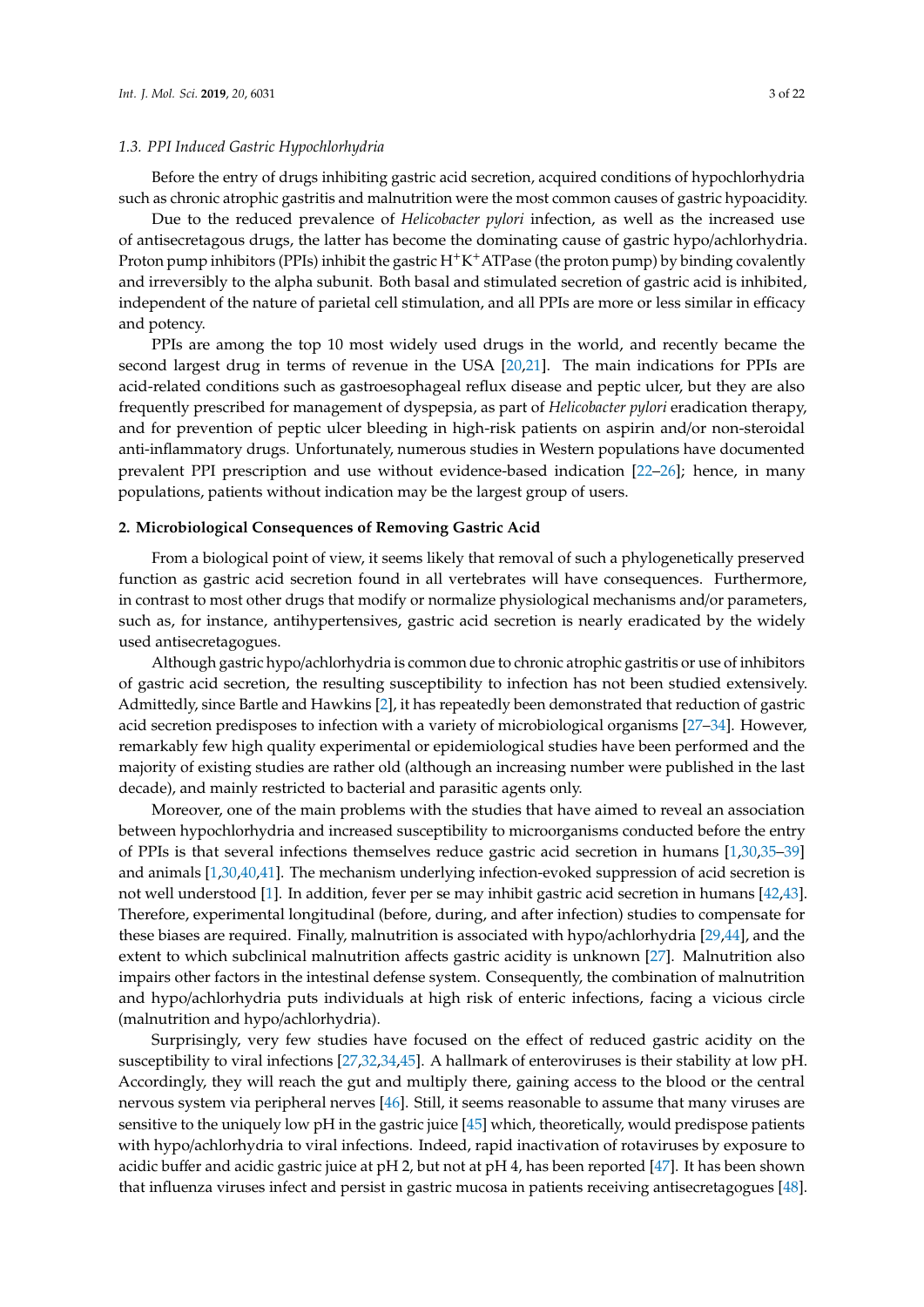### 1.3. PPI Induced Gastric Hypochlorhydria

Before the entry of drugs inhibiting gastric acid secretion, acquired conditions of hypochlorhydria such as chronic atrophic gastritis and malnutrition were the most common causes of gastric hypoacidity.

Due to the reduced prevalence of *Helicobacter pylori* infection, as well as the increased use of antisecretagous drugs, the latter has become the dominating cause of gastric hypo/achlorhydria. Proton pump inhibitors (PPIs) inhibit the gastric $H^+K^+$ATPase (the proton pump) by binding covalently and irreversibly to the alpha subunit. Both basal and stimulated secretion of gastric acid is inhibited, independent of the nature of parietal cell stimulation, and all PPIs are more or less similar in efficacy and potency.

PPIs are among the top 10 most widely used drugs in the world, and recently became the second largest drug in terms of revenue in the USA [20,21]. The main indications for PPIs are acid-related conditions such as gastroesophageal reflux disease and peptic ulcer, but they are also frequently prescribed for management of dyspepsia, as part of *Helicobacter pylori* eradication therapy, and for prevention of peptic ulcer bleeding in high-risk patients on aspirin and/or non-steroidal anti-inflammatory drugs. Unfortunately, numerous studies in Western populations have documented prevalent PPI prescription and use without evidence-based indication [22–26]; hence, in many populations, patients without indication may be the largest group of users.

## 2. Microbiological Consequences of Removing Gastric Acid

From a biological point of view, it seems likely that removal of such a phylogenetically preserved function as gastric acid secretion found in all vertebrates will have consequences. Furthermore, in contrast to most other drugs that modify or normalize physiological mechanisms and/or parameters, such as, for instance, antihypertensives, gastric acid secretion is nearly eradicated by the widely used antisecretagogues.

Although gastric hypo/achlorhydria is common due to chronic atrophic gastritis or use of inhibitors of gastric acid secretion, the resulting susceptibility to infection has not been studied extensively. Admittedly, since Bartle and Hawkins [2], it has repeatedly been demonstrated that reduction of gastric acid secretion predisposes to infection with a variety of microbiological organisms [27–34]. However, remarkably few high quality experimental or epidemiological studies have been performed and the majority of existing studies are rather old (although an increasing number were published in the last decade), and mainly restricted to bacterial and parasitic agents only.

Moreover, one of the main problems with the studies that have aimed to reveal an association between hypochlorhydria and increased susceptibility to microorganisms conducted before the entry of PPIs is that several infections themselves reduce gastric acid secretion in humans [1,30,35–39] and animals [1,30,40,41]. The mechanism underlying infection-evoked suppression of acid secretion is not well understood [1]. In addition, fever per se may inhibit gastric acid secretion in humans [42,43]. Therefore, experimental longitudinal (before, during, and after infection) studies to compensate for these biases are required. Finally, malnutrition is associated with hypo/achlorhydria [29,44], and the extent to which subclinical malnutrition affects gastric acidity is unknown [27]. Malnutrition also impairs other factors in the intestinal defense system. Consequently, the combination of malnutrition and hypo/achlorhydria puts individuals at high risk of enteric infections, facing a vicious circle (malnutrition and hypo/achlorhydria).

Surprisingly, very few studies have focused on the effect of reduced gastric acidity on the susceptibility to viral infections [27,32,34,45]. A hallmark of enteroviruses is their stability at low pH. Accordingly, they will reach the gut and multiply there, gaining access to the blood or the central nervous system via peripheral nerves [46]. Still, it seems reasonable to assume that many viruses are sensitive to the uniquely low pH in the gastric juice [45] which, theoretically, would predispose patients with hypo/achlorhydria to viral infections. Indeed, rapid inactivation of rotaviruses by exposure to acidic buffer and acidic gastric juice at pH 2, but not at pH 4, has been reported [47]. It has been shown that influenza viruses infect and persist in gastric mucosa in patients receiving antisecretagogues [48].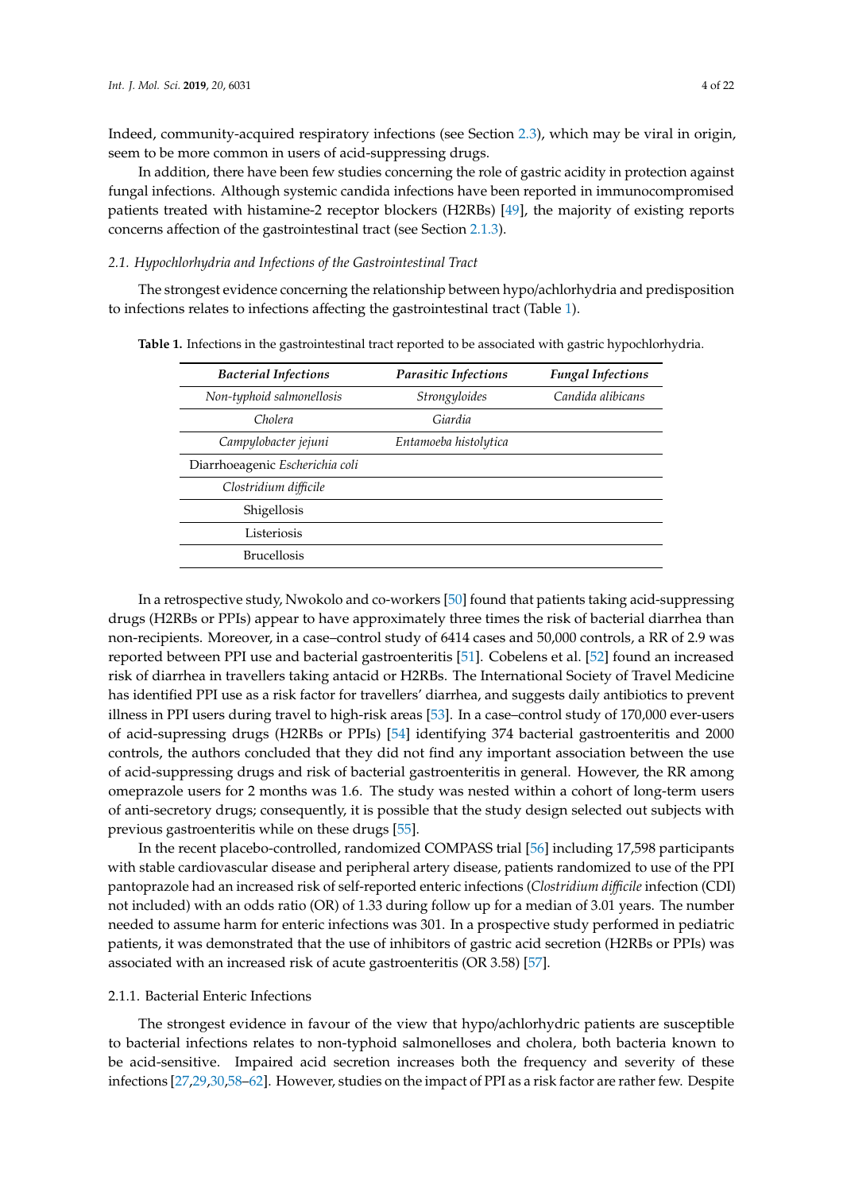Indeed, community-acquired respiratory infections (see Section 2.3), which may be viral in origin, seem to be more common in users of acid-suppressing drugs.

In addition, there have been few studies concerning the role of gastric acidity in protection against fungal infections. Although systemic candida infections have been reported in immunocompromised patients treated with histamine-2 receptor blockers (H2RBs) [49], the majority of existing reports concerns affection of the gastrointestinal tract (see Section 2.1.3).

### 2.1. Hypochlorhydria and Infections of the Gastrointestinal Tract

The strongest evidence concerning the relationship between hypo/achlorhydria and predisposition to infections relates to infections affecting the gastrointestinal tract (Table 1).

**Table 1.** Infections in the gastrointestinal tract reported to be associated with gastric hypochlorhydria.

| *Bacterial Infections* | *Parasitic Infections* | *Fungal Infections* |
|---|---|---|
| *Non-typhoid salmonellosis* | *Strongyloides* | *Candida alibicans* |
| *Cholera* | *Giardia* | |
| *Campylobacter jejuni* | *Entamoeba histolytica* | |
| Diarrhoeagenic *Escherichia coli* | | |
| *Clostridium difficile* | | |
| Shigellosis | | |
| Listeriosis | | |
| Brucellosis | | |

In a retrospective study, Nwokolo and co-workers [50] found that patients taking acid-suppressing drugs (H2RBs or PPIs) appear to have approximately three times the risk of bacterial diarrhea than non-recipients. Moreover, in a case–control study of 6414 cases and 50,000 controls, a RR of 2.9 was reported between PPI use and bacterial gastroenteritis [51]. Cobelens et al. [52] found an increased risk of diarrhea in travellers taking antacid or H2RBs. The International Society of Travel Medicine has identified PPI use as a risk factor for travellers' diarrhea, and suggests daily antibiotics to prevent illness in PPI users during travel to high-risk areas [53]. In a case–control study of 170,000 ever-users of acid-supressing drugs (H2RBs or PPIs) [54] identifying 374 bacterial gastroenteritis and 2000 controls, the authors concluded that they did not find any important association between the use of acid-suppressing drugs and risk of bacterial gastroenteritis in general. However, the RR among omeprazole users for 2 months was 1.6. The study was nested within a cohort of long-term users of anti-secretory drugs; consequently, it is possible that the study design selected out subjects with previous gastroenteritis while on these drugs [55].

In the recent placebo-controlled, randomized COMPASS trial [56] including 17,598 participants with stable cardiovascular disease and peripheral artery disease, patients randomized to use of the PPI pantoprazole had an increased risk of self-reported enteric infections (*Clostridium difficile* infection (CDI) not included) with an odds ratio (OR) of 1.33 during follow up for a median of 3.01 years. The number needed to assume harm for enteric infections was 301. In a prospective study performed in pediatric patients, it was demonstrated that the use of inhibitors of gastric acid secretion (H2RBs or PPIs) was associated with an increased risk of acute gastroenteritis (OR 3.58) [57].

#### 2.1.1. Bacterial Enteric Infections

The strongest evidence in favour of the view that hypo/achlorhydric patients are susceptible to bacterial infections relates to non-typhoid salmonelloses and cholera, both bacteria known to be acid-sensitive. Impaired acid secretion increases both the frequency and severity of these infections [27,29,30,58–62]. However, studies on the impact of PPI as a risk factor are rather few. Despite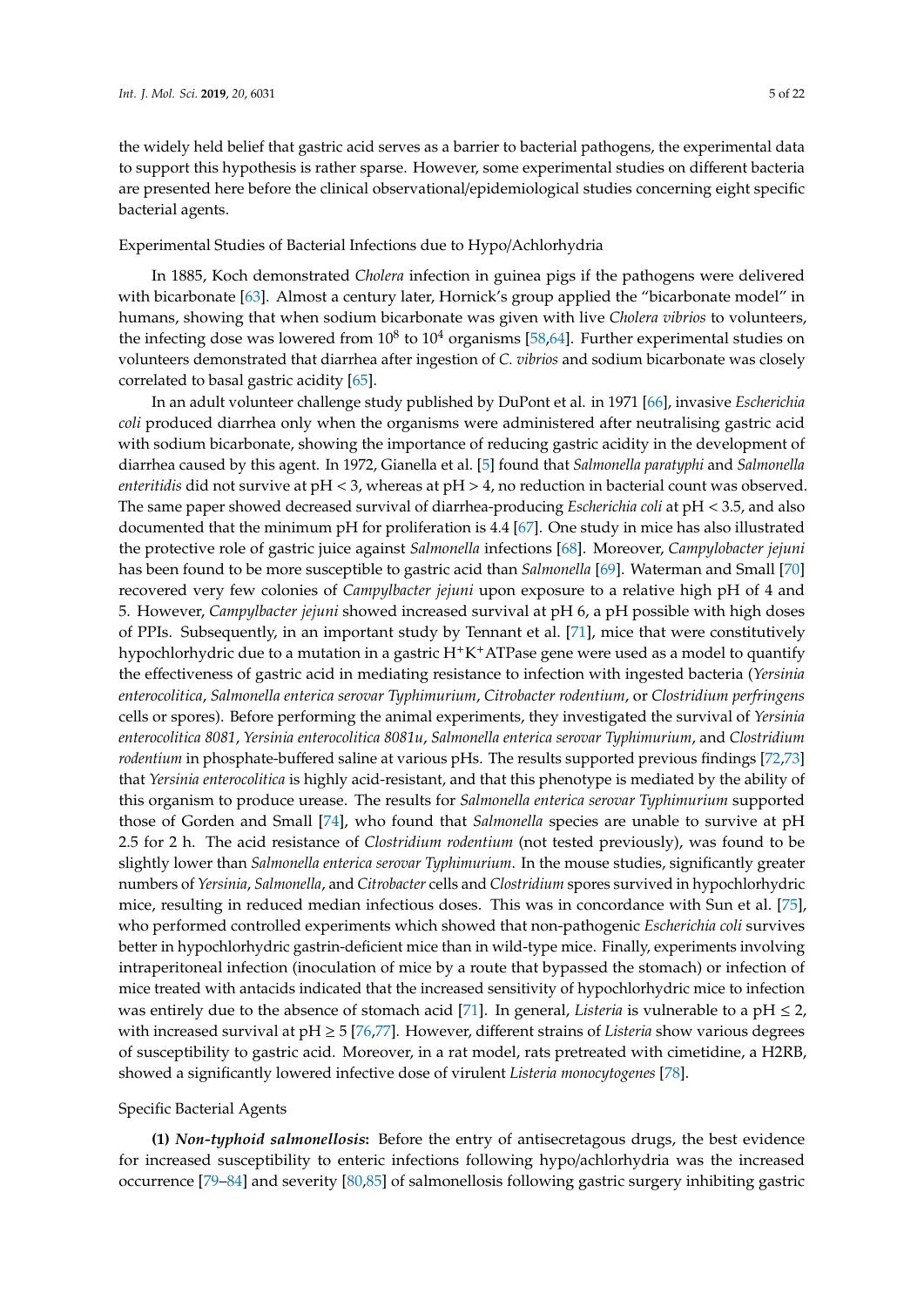the widely held belief that gastric acid serves as a barrier to bacterial pathogens, the experimental data to support this hypothesis is rather sparse. However, some experimental studies on different bacteria are presented here before the clinical observational/epidemiological studies concerning eight specific bacterial agents.

Experimental Studies of Bacterial Infections due to Hypo/Achlorhydria

In 1885, Koch demonstrated *Cholera* infection in guinea pigs if the pathogens were delivered with bicarbonate [63]. Almost a century later, Hornick's group applied the "bicarbonate model" in humans, showing that when sodium bicarbonate was given with live *Cholera vibrios* to volunteers, the infecting dose was lowered from $10^8$ to $10^4$ organisms [58,64]. Further experimental studies on volunteers demonstrated that diarrhea after ingestion of *C. vibrios* and sodium bicarbonate was closely correlated to basal gastric acidity [65].

In an adult volunteer challenge study published by DuPont et al. in 1971 [66], invasive *Escherichia coli* produced diarrhea only when the organisms were administered after neutralising gastric acid with sodium bicarbonate, showing the importance of reducing gastric acidity in the development of diarrhea caused by this agent. In 1972, Gianella et al. [5] found that *Salmonella paratyphi* and *Salmonella enteritidis* did not survive at pH < 3, whereas at pH > 4, no reduction in bacterial count was observed. The same paper showed decreased survival of diarrhea-producing *Escherichia coli* at pH < 3.5, and also documented that the minimum pH for proliferation is 4.4 [67]. One study in mice has also illustrated the protective role of gastric juice against *Salmonella* infections [68]. Moreover, *Campylobacter jejuni* has been found to be more susceptible to gastric acid than *Salmonella* [69]. Waterman and Small [70] recovered very few colonies of *Campylbacter jejuni* upon exposure to a relative high pH of 4 and 5. However, *Campylbacter jejuni* showed increased survival at pH 6, a pH possible with high doses of PPIs. Subsequently, in an important study by Tennant et al. [71], mice that were constitutively hypochlorhydric due to a mutation in a gastric $H^+K^+$ATPase gene were used as a model to quantify the effectiveness of gastric acid in mediating resistance to infection with ingested bacteria (*Yersinia enterocolitica*, *Salmonella enterica serovar Typhimurium*, *Citrobacter rodentium*, or *Clostridium perfringens* cells or spores). Before performing the animal experiments, they investigated the survival of *Yersinia enterocolitica 8081*, *Yersinia enterocolitica 8081u*, *Salmonella enterica serovar Typhimurium*, and *Clostridium rodentium* in phosphate-buffered saline at various pHs. The results supported previous findings [72,73] that *Yersinia enterocolitica* is highly acid-resistant, and that this phenotype is mediated by the ability of this organism to produce urease. The results for *Salmonella enterica serovar Typhimurium* supported those of Gorden and Small [74], who found that *Salmonella* species are unable to survive at pH 2.5 for 2 h. The acid resistance of *Clostridium rodentium* (not tested previously), was found to be slightly lower than *Salmonella enterica serovar Typhimurium*. In the mouse studies, significantly greater numbers of *Yersinia*, *Salmonella*, and *Citrobacter* cells and *Clostridium* spores survived in hypochlorhydric mice, resulting in reduced median infectious doses. This was in concordance with Sun et al. [75], who performed controlled experiments which showed that non-pathogenic *Escherichia coli* survives better in hypochlorhydric gastrin-deficient mice than in wild-type mice. Finally, experiments involving intraperitoneal infection (inoculation of mice by a route that bypassed the stomach) or infection of mice treated with antacids indicated that the increased sensitivity of hypochlorhydric mice to infection was entirely due to the absence of stomach acid [71]. In general, *Listeria* is vulnerable to a pH ≤ 2, with increased survival at pH ≥ 5 [76,77]. However, different strains of *Listeria* show various degrees of susceptibility to gastric acid. Moreover, in a rat model, rats pretreated with cimetidine, a H2RB, showed a significantly lowered infective dose of virulent *Listeria monocytogenes* [78].

Specific Bacterial Agents

**(1)** ***Non-typhoid salmonellosis*****:** Before the entry of antisecretagous drugs, the best evidence for increased susceptibility to enteric infections following hypo/achlorhydria was the increased occurrence [79–84] and severity [80,85] of salmonellosis following gastric surgery inhibiting gastric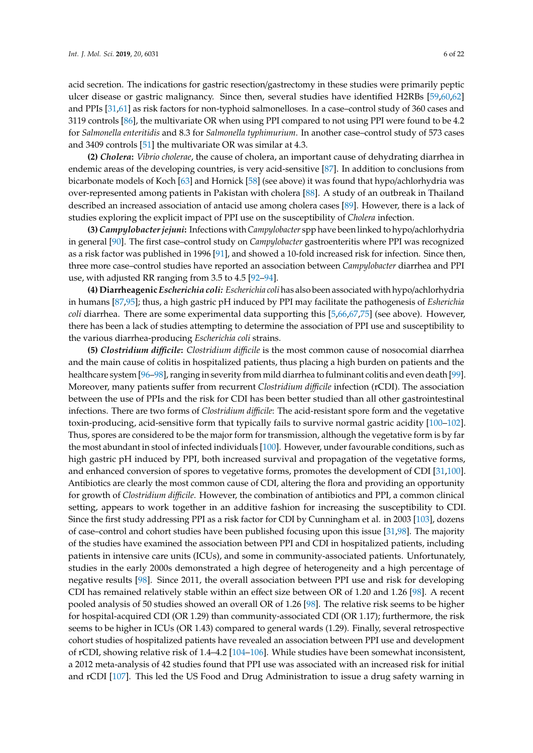acid secretion. The indications for gastric resection/gastrectomy in these studies were primarily peptic ulcer disease or gastric malignancy. Since then, several studies have identified H2RBs [59,60,62] and PPIs [31,61] as risk factors for non-typhoid salmonelloses. In a case–control study of 360 cases and 3119 controls [86], the multivariate OR when using PPI compared to not using PPI were found to be 4.2 for *Salmonella enteritidis* and 8.3 for *Salmonella typhimurium*. In another case–control study of 573 cases and 3409 controls [51] the multivariate OR was similar at 4.3.

**(2)** ***Cholera*****:** *Vibrio cholerae*, the cause of cholera, an important cause of dehydrating diarrhea in endemic areas of the developing countries, is very acid-sensitive [87]. In addition to conclusions from bicarbonate models of Koch [63] and Hornick [58] (see above) it was found that hypo/achlorhydria was over-represented among patients in Pakistan with cholera [88]. A study of an outbreak in Thailand described an increased association of antacid use among cholera cases [89]. However, there is a lack of studies exploring the explicit impact of PPI use on the susceptibility of *Cholera* infection.

**(3)** ***Campylobacter jejuni*****:** Infections with *Campylobacter* spp have been linked to hypo/achlorhydria in general [90]. The first case–control study on *Campylobacter* gastroenteritis where PPI was recognized as a risk factor was published in 1996 [91], and showed a 10-fold increased risk for infection. Since then, three more case–control studies have reported an association between *Campylobacter* diarrhea and PPI use, with adjusted RR ranging from 3.5 to 4.5 [92–94].

**(4) Diarrheagenic** ***Escherichia coli:*** *Escherichia coli* has also been associated with hypo/achlorhydria in humans [87,95]; thus, a high gastric pH induced by PPI may facilitate the pathogenesis of *Esherichia coli* diarrhea. There are some experimental data supporting this [5,66,67,75] (see above). However, there has been a lack of studies attempting to determine the association of PPI use and susceptibility to the various diarrhea-producing *Escherichia coli* strains.

**(5)** ***Clostridium difficile*****:** *Clostridium difficile* is the most common cause of nosocomial diarrhea and the main cause of colitis in hospitalized patients, thus placing a high burden on patients and the healthcare system [96–98], ranging in severity from mild diarrhea to fulminant colitis and even death [99]. Moreover, many patients suffer from recurrent *Clostridium difficile* infection (rCDI). The association between the use of PPIs and the risk for CDI has been better studied than all other gastrointestinal infections. There are two forms of *Clostridium difficile*: The acid-resistant spore form and the vegetative toxin-producing, acid-sensitive form that typically fails to survive normal gastric acidity [100–102]. Thus, spores are considered to be the major form for transmission, although the vegetative form is by far the most abundant in stool of infected individuals [100]. However, under favourable conditions, such as high gastric pH induced by PPI, both increased survival and propagation of the vegetative forms, and enhanced conversion of spores to vegetative forms, promotes the development of CDI [31,100]. Antibiotics are clearly the most common cause of CDI, altering the flora and providing an opportunity for growth of *Clostridium difficile*. However, the combination of antibiotics and PPI, a common clinical setting, appears to work together in an additive fashion for increasing the susceptibility to CDI. Since the first study addressing PPI as a risk factor for CDI by Cunningham et al. in 2003 [103], dozens of case–control and cohort studies have been published focusing upon this issue [31,98]. The majority of the studies have examined the association between PPI and CDI in hospitalized patients, including patients in intensive care units (ICUs), and some in community-associated patients. Unfortunately, studies in the early 2000s demonstrated a high degree of heterogeneity and a high percentage of negative results [98]. Since 2011, the overall association between PPI use and risk for developing CDI has remained relatively stable within an effect size between OR of 1.20 and 1.26 [98]. A recent pooled analysis of 50 studies showed an overall OR of 1.26 [98]. The relative risk seems to be higher for hospital-acquired CDI (OR 1.29) than community-associated CDI (OR 1.17); furthermore, the risk seems to be higher in ICUs (OR 1.43) compared to general wards (1.29). Finally, several retrospective cohort studies of hospitalized patients have revealed an association between PPI use and development of rCDI, showing relative risk of 1.4–4.2 [104–106]. While studies have been somewhat inconsistent, a 2012 meta-analysis of 42 studies found that PPI use was associated with an increased risk for initial and rCDI [107]. This led the US Food and Drug Administration to issue a drug safety warning in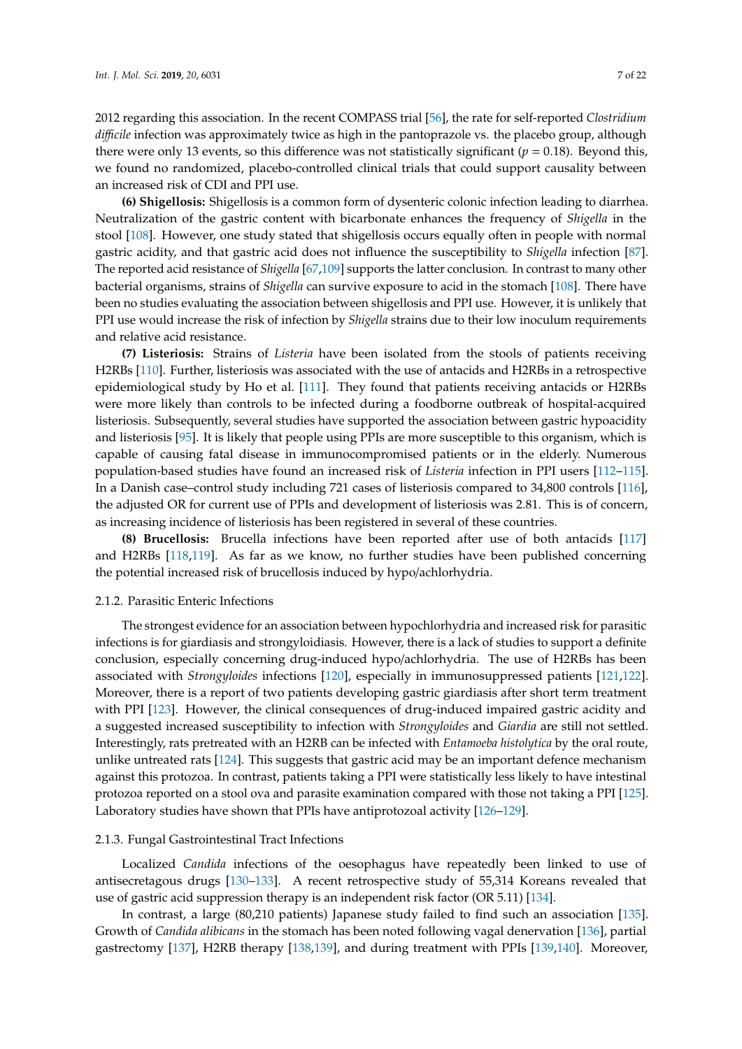2012 regarding this association. In the recent COMPASS trial [56], the rate for self-reported *Clostridium difficile* infection was approximately twice as high in the pantoprazole vs. the placebo group, although there were only 13 events, so this difference was not statistically significant ($p = 0.18$). Beyond this, we found no randomized, placebo-controlled clinical trials that could support causality between an increased risk of CDI and PPI use.

**(6) Shigellosis:** Shigellosis is a common form of dysenteric colonic infection leading to diarrhea. Neutralization of the gastric content with bicarbonate enhances the frequency of *Shigella* in the stool [108]. However, one study stated that shigellosis occurs equally often in people with normal gastric acidity, and that gastric acid does not influence the susceptibility to *Shigella* infection [87]. The reported acid resistance of *Shigella* [67,109] supports the latter conclusion. In contrast to many other bacterial organisms, strains of *Shigella* can survive exposure to acid in the stomach [108]. There have been no studies evaluating the association between shigellosis and PPI use. However, it is unlikely that PPI use would increase the risk of infection by *Shigella* strains due to their low inoculum requirements and relative acid resistance.

**(7) Listeriosis:** Strains of *Listeria* have been isolated from the stools of patients receiving H2RBs [110]. Further, listeriosis was associated with the use of antacids and H2RBs in a retrospective epidemiological study by Ho et al. [111]. They found that patients receiving antacids or H2RBs were more likely than controls to be infected during a foodborne outbreak of hospital-acquired listeriosis. Subsequently, several studies have supported the association between gastric hypoacidity and listeriosis [95]. It is likely that people using PPIs are more susceptible to this organism, which is capable of causing fatal disease in immunocompromised patients or in the elderly. Numerous population-based studies have found an increased risk of *Listeria* infection in PPI users [112–115]. In a Danish case–control study including 721 cases of listeriosis compared to 34,800 controls [116], the adjusted OR for current use of PPIs and development of listeriosis was 2.81. This is of concern, as increasing incidence of listeriosis has been registered in several of these countries.

**(8) Brucellosis:** Brucella infections have been reported after use of both antacids [117] and H2RBs [118,119]. As far as we know, no further studies have been published concerning the potential increased risk of brucellosis induced by hypo/achlorhydria.

### 2.1.2. Parasitic Enteric Infections

The strongest evidence for an association between hypochlorhydria and increased risk for parasitic infections is for giardiasis and strongyloidiasis. However, there is a lack of studies to support a definite conclusion, especially concerning drug-induced hypo/achlorhydria. The use of H2RBs has been associated with *Strongyloides* infections [120], especially in immunosuppressed patients [121,122]. Moreover, there is a report of two patients developing gastric giardiasis after short term treatment with PPI [123]. However, the clinical consequences of drug-induced impaired gastric acidity and a suggested increased susceptibility to infection with *Strongyloides* and *Giardia* are still not settled. Interestingly, rats pretreated with an H2RB can be infected with *Entamoeba histolytica* by the oral route, unlike untreated rats [124]. This suggests that gastric acid may be an important defence mechanism against this protozoa. In contrast, patients taking a PPI were statistically less likely to have intestinal protozoa reported on a stool ova and parasite examination compared with those not taking a PPI [125]. Laboratory studies have shown that PPIs have antiprotozoal activity [126–129].

### 2.1.3. Fungal Gastrointestinal Tract Infections

Localized *Candida* infections of the oesophagus have repeatedly been linked to use of antisecretagous drugs [130–133]. A recent retrospective study of 55,314 Koreans revealed that use of gastric acid suppression therapy is an independent risk factor (OR 5.11) [134].

In contrast, a large (80,210 patients) Japanese study failed to find such an association [135]. Growth of *Candida alibicans* in the stomach has been noted following vagal denervation [136], partial gastrectomy [137], H2RB therapy [138,139], and during treatment with PPIs [139,140]. Moreover,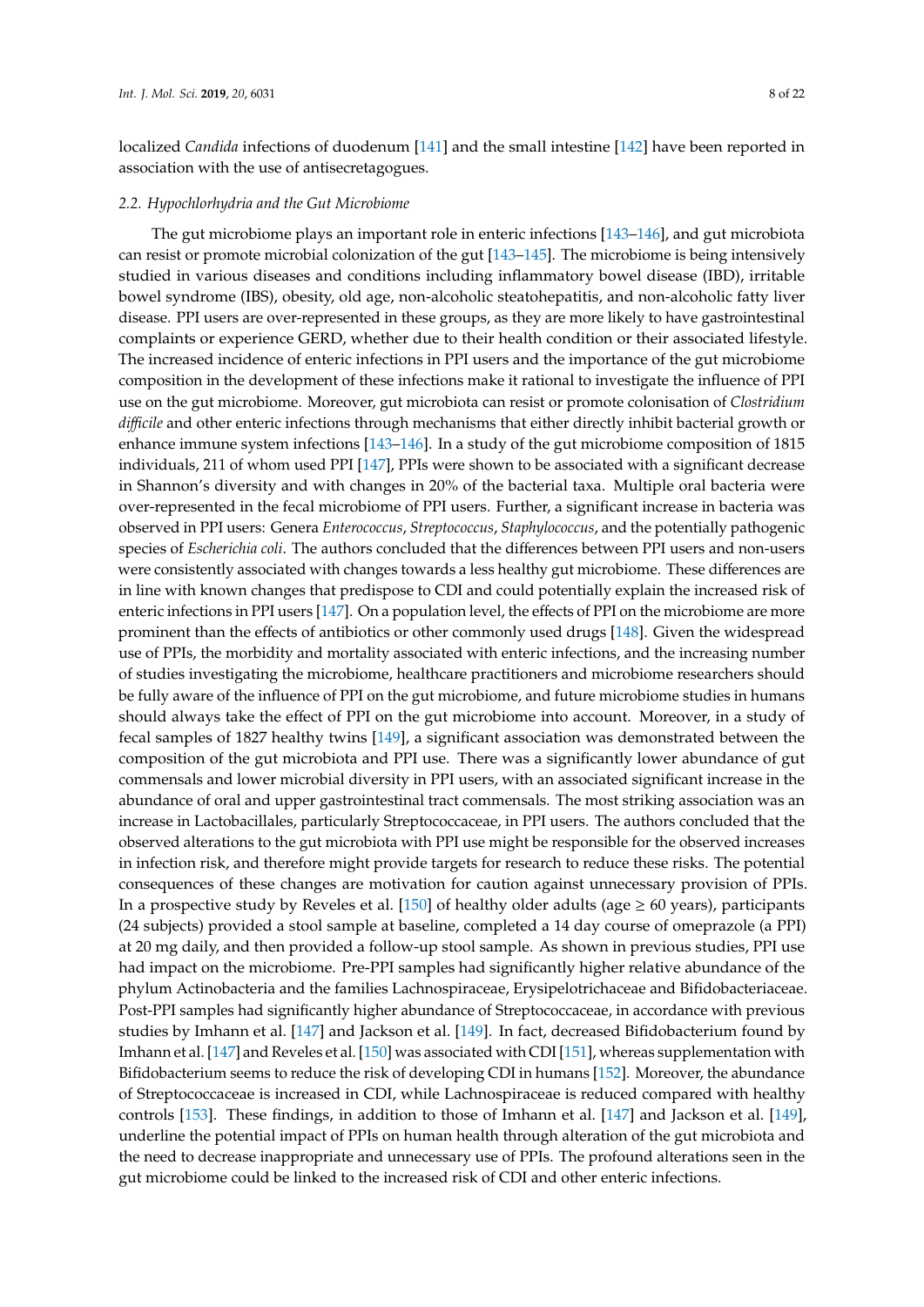localized *Candida* infections of duodenum [141] and the small intestine [142] have been reported in association with the use of antisecretagogues.

### *2.2. Hypochlorhydria and the Gut Microbiome*

The gut microbiome plays an important role in enteric infections [143–146], and gut microbiota can resist or promote microbial colonization of the gut [143–145]. The microbiome is being intensively studied in various diseases and conditions including inflammatory bowel disease (IBD), irritable bowel syndrome (IBS), obesity, old age, non-alcoholic steatohepatitis, and non-alcoholic fatty liver disease. PPI users are over-represented in these groups, as they are more likely to have gastrointestinal complaints or experience GERD, whether due to their health condition or their associated lifestyle. The increased incidence of enteric infections in PPI users and the importance of the gut microbiome composition in the development of these infections make it rational to investigate the influence of PPI use on the gut microbiome. Moreover, gut microbiota can resist or promote colonisation of *Clostridium difficile* and other enteric infections through mechanisms that either directly inhibit bacterial growth or enhance immune system infections [143–146]. In a study of the gut microbiome composition of 1815 individuals, 211 of whom used PPI [147], PPIs were shown to be associated with a significant decrease in Shannon's diversity and with changes in 20% of the bacterial taxa. Multiple oral bacteria were over-represented in the fecal microbiome of PPI users. Further, a significant increase in bacteria was observed in PPI users: Genera *Enterococcus*, *Streptococcus*, *Staphylococcus*, and the potentially pathogenic species of *Escherichia coli*. The authors concluded that the differences between PPI users and non-users were consistently associated with changes towards a less healthy gut microbiome. These differences are in line with known changes that predispose to CDI and could potentially explain the increased risk of enteric infections in PPI users [147]. On a population level, the effects of PPI on the microbiome are more prominent than the effects of antibiotics or other commonly used drugs [148]. Given the widespread use of PPIs, the morbidity and mortality associated with enteric infections, and the increasing number of studies investigating the microbiome, healthcare practitioners and microbiome researchers should be fully aware of the influence of PPI on the gut microbiome, and future microbiome studies in humans should always take the effect of PPI on the gut microbiome into account. Moreover, in a study of fecal samples of 1827 healthy twins [149], a significant association was demonstrated between the composition of the gut microbiota and PPI use. There was a significantly lower abundance of gut commensals and lower microbial diversity in PPI users, with an associated significant increase in the abundance of oral and upper gastrointestinal tract commensals. The most striking association was an increase in Lactobacillales, particularly Streptococcaceae, in PPI users. The authors concluded that the observed alterations to the gut microbiota with PPI use might be responsible for the observed increases in infection risk, and therefore might provide targets for research to reduce these risks. The potential consequences of these changes are motivation for caution against unnecessary provision of PPIs. In a prospective study by Reveles et al. [150] of healthy older adults (age ≥ 60 years), participants (24 subjects) provided a stool sample at baseline, completed a 14 day course of omeprazole (a PPI) at 20 mg daily, and then provided a follow-up stool sample. As shown in previous studies, PPI use had impact on the microbiome. Pre-PPI samples had significantly higher relative abundance of the phylum Actinobacteria and the families Lachnospiraceae, Erysipelotrichaceae and Bifidobacteriaceae. Post-PPI samples had significantly higher abundance of Streptococcaceae, in accordance with previous studies by Imhann et al. [147] and Jackson et al. [149]. In fact, decreased Bifidobacterium found by Imhann et al. [147] and Reveles et al. [150] was associated with CDI [151], whereas supplementation with Bifidobacterium seems to reduce the risk of developing CDI in humans [152]. Moreover, the abundance of Streptococcaceae is increased in CDI, while Lachnospiraceae is reduced compared with healthy controls [153]. These findings, in addition to those of Imhann et al. [147] and Jackson et al. [149], underline the potential impact of PPIs on human health through alteration of the gut microbiota and the need to decrease inappropriate and unnecessary use of PPIs. The profound alterations seen in the gut microbiome could be linked to the increased risk of CDI and other enteric infections.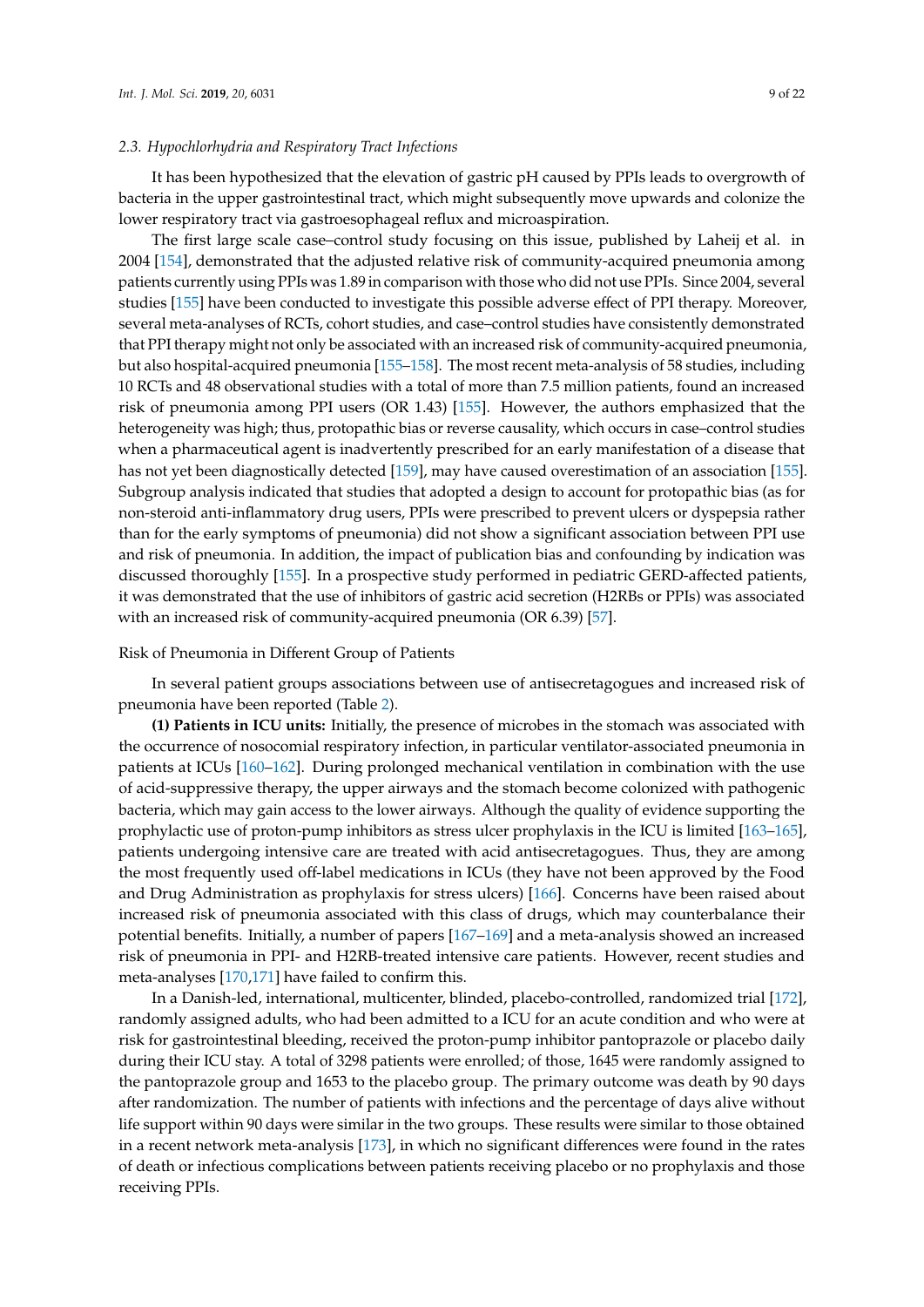### 2.3. Hypochlorhydria and Respiratory Tract Infections

It has been hypothesized that the elevation of gastric pH caused by PPIs leads to overgrowth of bacteria in the upper gastrointestinal tract, which might subsequently move upwards and colonize the lower respiratory tract via gastroesophageal reflux and microaspiration.

The first large scale case–control study focusing on this issue, published by Laheij et al. in 2004 [154], demonstrated that the adjusted relative risk of community-acquired pneumonia among patients currently using PPIs was 1.89 in comparison with those who did not use PPIs. Since 2004, several studies [155] have been conducted to investigate this possible adverse effect of PPI therapy. Moreover, several meta-analyses of RCTs, cohort studies, and case–control studies have consistently demonstrated that PPI therapy might not only be associated with an increased risk of community-acquired pneumonia, but also hospital-acquired pneumonia [155–158]. The most recent meta-analysis of 58 studies, including 10 RCTs and 48 observational studies with a total of more than 7.5 million patients, found an increased risk of pneumonia among PPI users (OR 1.43) [155]. However, the authors emphasized that the heterogeneity was high; thus, protopathic bias or reverse causality, which occurs in case–control studies when a pharmaceutical agent is inadvertently prescribed for an early manifestation of a disease that has not yet been diagnostically detected [159], may have caused overestimation of an association [155]. Subgroup analysis indicated that studies that adopted a design to account for protopathic bias (as for non-steroid anti-inflammatory drug users, PPIs were prescribed to prevent ulcers or dyspepsia rather than for the early symptoms of pneumonia) did not show a significant association between PPI use and risk of pneumonia. In addition, the impact of publication bias and confounding by indication was discussed thoroughly [155]. In a prospective study performed in pediatric GERD-affected patients, it was demonstrated that the use of inhibitors of gastric acid secretion (H2RBs or PPIs) was associated with an increased risk of community-acquired pneumonia (OR 6.39) [57].

Risk of Pneumonia in Different Group of Patients

In several patient groups associations between use of antisecretagogues and increased risk of pneumonia have been reported (Table 2).

**(1) Patients in ICU units:** Initially, the presence of microbes in the stomach was associated with the occurrence of nosocomial respiratory infection, in particular ventilator-associated pneumonia in patients at ICUs [160–162]. During prolonged mechanical ventilation in combination with the use of acid-suppressive therapy, the upper airways and the stomach become colonized with pathogenic bacteria, which may gain access to the lower airways. Although the quality of evidence supporting the prophylactic use of proton-pump inhibitors as stress ulcer prophylaxis in the ICU is limited [163–165], patients undergoing intensive care are treated with acid antisecretagogues. Thus, they are among the most frequently used off-label medications in ICUs (they have not been approved by the Food and Drug Administration as prophylaxis for stress ulcers) [166]. Concerns have been raised about increased risk of pneumonia associated with this class of drugs, which may counterbalance their potential benefits. Initially, a number of papers [167–169] and a meta-analysis showed an increased risk of pneumonia in PPI- and H2RB-treated intensive care patients. However, recent studies and meta-analyses [170,171] have failed to confirm this.

In a Danish-led, international, multicenter, blinded, placebo-controlled, randomized trial [172], randomly assigned adults, who had been admitted to a ICU for an acute condition and who were at risk for gastrointestinal bleeding, received the proton-pump inhibitor pantoprazole or placebo daily during their ICU stay. A total of 3298 patients were enrolled; of those, 1645 were randomly assigned to the pantoprazole group and 1653 to the placebo group. The primary outcome was death by 90 days after randomization. The number of patients with infections and the percentage of days alive without life support within 90 days were similar in the two groups. These results were similar to those obtained in a recent network meta-analysis [173], in which no significant differences were found in the rates of death or infectious complications between patients receiving placebo or no prophylaxis and those receiving PPIs.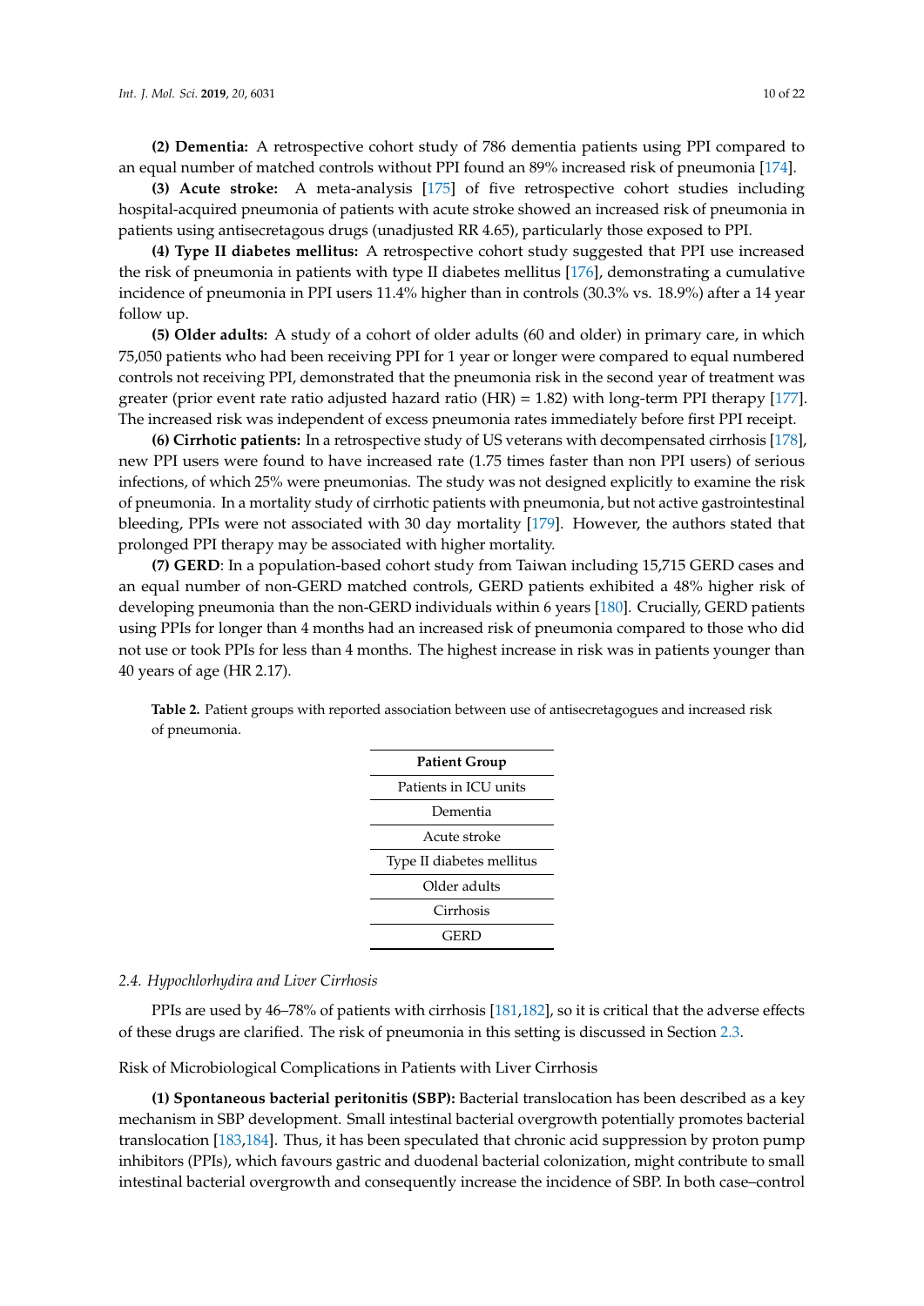**(2) Dementia:** A retrospective cohort study of 786 dementia patients using PPI compared to an equal number of matched controls without PPI found an 89% increased risk of pneumonia [174].

**(3) Acute stroke:** A meta-analysis [175] of five retrospective cohort studies including hospital-acquired pneumonia of patients with acute stroke showed an increased risk of pneumonia in patients using antisecretagous drugs (unadjusted RR 4.65), particularly those exposed to PPI.

**(4) Type II diabetes mellitus:** A retrospective cohort study suggested that PPI use increased the risk of pneumonia in patients with type II diabetes mellitus [176], demonstrating a cumulative incidence of pneumonia in PPI users 11.4% higher than in controls (30.3% vs. 18.9%) after a 14 year follow up.

**(5) Older adults:** A study of a cohort of older adults (60 and older) in primary care, in which 75,050 patients who had been receiving PPI for 1 year or longer were compared to equal numbered controls not receiving PPI, demonstrated that the pneumonia risk in the second year of treatment was greater (prior event rate ratio adjusted hazard ratio (HR) = 1.82) with long-term PPI therapy [177]. The increased risk was independent of excess pneumonia rates immediately before first PPI receipt.

**(6) Cirrhotic patients:** In a retrospective study of US veterans with decompensated cirrhosis [178], new PPI users were found to have increased rate (1.75 times faster than non PPI users) of serious infections, of which 25% were pneumonias. The study was not designed explicitly to examine the risk of pneumonia. In a mortality study of cirrhotic patients with pneumonia, but not active gastrointestinal bleeding, PPIs were not associated with 30 day mortality [179]. However, the authors stated that prolonged PPI therapy may be associated with higher mortality.

**(7) GERD**: In a population-based cohort study from Taiwan including 15,715 GERD cases and an equal number of non-GERD matched controls, GERD patients exhibited a 48% higher risk of developing pneumonia than the non-GERD individuals within 6 years [180]. Crucially, GERD patients using PPIs for longer than 4 months had an increased risk of pneumonia compared to those who did not use or took PPIs for less than 4 months. The highest increase in risk was in patients younger than 40 years of age (HR 2.17).

**Table 2.** Patient groups with reported association between use of antisecretagogues and increased risk of pneumonia.

| Patient Group |
|---|
| Patients in ICU units |
| Dementia |
| Acute stroke |
| Type II diabetes mellitus |
| Older adults |
| Cirrhosis |
| GERD |

### *2.4. Hypochlorhydira and Liver Cirrhosis*

PPIs are used by 46–78% of patients with cirrhosis [181,182], so it is critical that the adverse effects of these drugs are clarified. The risk of pneumonia in this setting is discussed in Section 2.3.

#### Risk of Microbiological Complications in Patients with Liver Cirrhosis

**(1) Spontaneous bacterial peritonitis (SBP):** Bacterial translocation has been described as a key mechanism in SBP development. Small intestinal bacterial overgrowth potentially promotes bacterial translocation [183,184]. Thus, it has been speculated that chronic acid suppression by proton pump inhibitors (PPIs), which favours gastric and duodenal bacterial colonization, might contribute to small intestinal bacterial overgrowth and consequently increase the incidence of SBP. In both case–control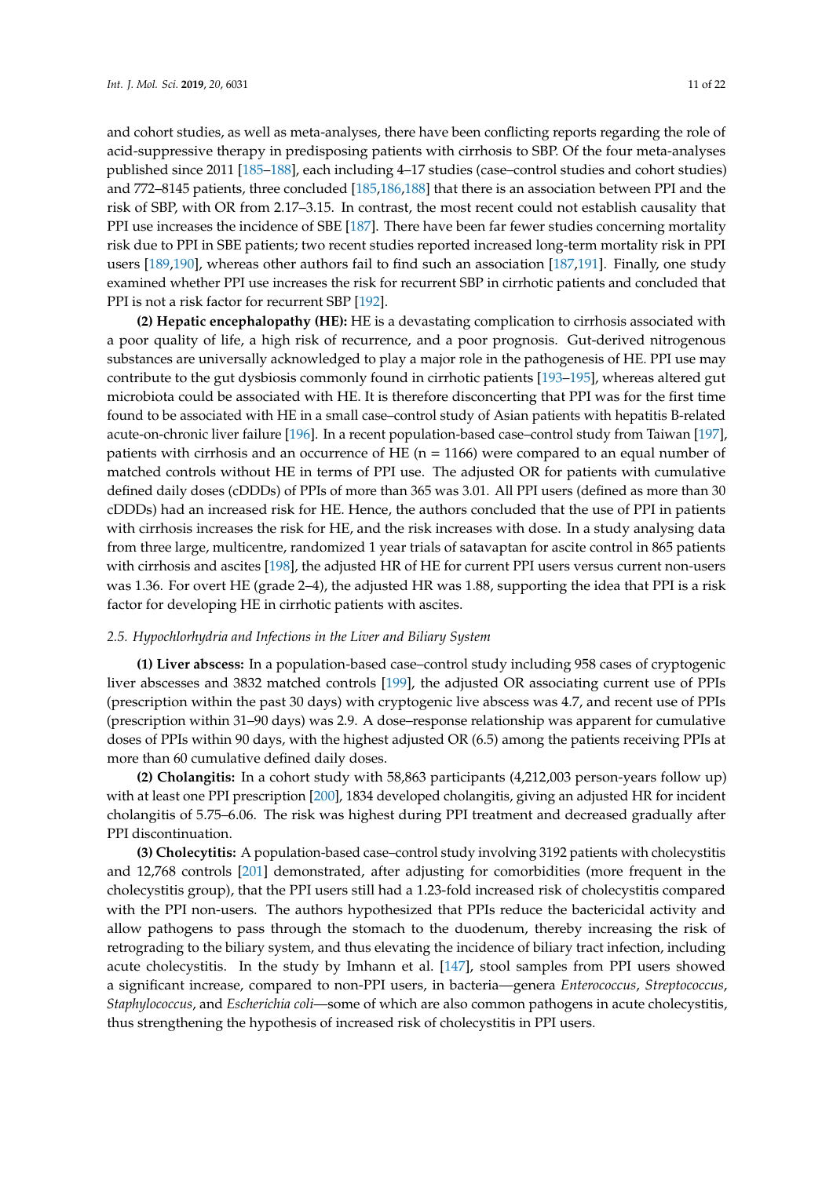and cohort studies, as well as meta-analyses, there have been conflicting reports regarding the role of acid-suppressive therapy in predisposing patients with cirrhosis to SBP. Of the four meta-analyses published since 2011 [185–188], each including 4–17 studies (case–control studies and cohort studies) and 772–8145 patients, three concluded [185,186,188] that there is an association between PPI and the risk of SBP, with OR from 2.17–3.15. In contrast, the most recent could not establish causality that PPI use increases the incidence of SBE [187]. There have been far fewer studies concerning mortality risk due to PPI in SBE patients; two recent studies reported increased long-term mortality risk in PPI users [189,190], whereas other authors fail to find such an association [187,191]. Finally, one study examined whether PPI use increases the risk for recurrent SBP in cirrhotic patients and concluded that PPI is not a risk factor for recurrent SBP [192].

**(2) Hepatic encephalopathy (HE):** HE is a devastating complication to cirrhosis associated with a poor quality of life, a high risk of recurrence, and a poor prognosis. Gut-derived nitrogenous substances are universally acknowledged to play a major role in the pathogenesis of HE. PPI use may contribute to the gut dysbiosis commonly found in cirrhotic patients [193–195], whereas altered gut microbiota could be associated with HE. It is therefore disconcerting that PPI was for the first time found to be associated with HE in a small case–control study of Asian patients with hepatitis B-related acute-on-chronic liver failure [196]. In a recent population-based case–control study from Taiwan [197], patients with cirrhosis and an occurrence of HE (n = 1166) were compared to an equal number of matched controls without HE in terms of PPI use. The adjusted OR for patients with cumulative defined daily doses (cDDDs) of PPIs of more than 365 was 3.01. All PPI users (defined as more than 30 cDDDs) had an increased risk for HE. Hence, the authors concluded that the use of PPI in patients with cirrhosis increases the risk for HE, and the risk increases with dose. In a study analysing data from three large, multicentre, randomized 1 year trials of satavaptan for ascite control in 865 patients with cirrhosis and ascites [198], the adjusted HR of HE for current PPI users versus current non-users was 1.36. For overt HE (grade 2–4), the adjusted HR was 1.88, supporting the idea that PPI is a risk factor for developing HE in cirrhotic patients with ascites.

### *2.5. Hypochlorhydria and Infections in the Liver and Biliary System*

**(1) Liver abscess:** In a population-based case–control study including 958 cases of cryptogenic liver abscesses and 3832 matched controls [199], the adjusted OR associating current use of PPIs (prescription within the past 30 days) with cryptogenic live abscess was 4.7, and recent use of PPIs (prescription within 31–90 days) was 2.9. A dose–response relationship was apparent for cumulative doses of PPIs within 90 days, with the highest adjusted OR (6.5) among the patients receiving PPIs at more than 60 cumulative defined daily doses.

**(2) Cholangitis:** In a cohort study with 58,863 participants (4,212,003 person-years follow up) with at least one PPI prescription [200], 1834 developed cholangitis, giving an adjusted HR for incident cholangitis of 5.75–6.06. The risk was highest during PPI treatment and decreased gradually after PPI discontinuation.

**(3) Cholecytitis:** A population-based case–control study involving 3192 patients with cholecystitis and 12,768 controls [201] demonstrated, after adjusting for comorbidities (more frequent in the cholecystitis group), that the PPI users still had a 1.23-fold increased risk of cholecystitis compared with the PPI non-users. The authors hypothesized that PPIs reduce the bactericidal activity and allow pathogens to pass through the stomach to the duodenum, thereby increasing the risk of retrograding to the biliary system, and thus elevating the incidence of biliary tract infection, including acute cholecystitis. In the study by Imhann et al. [147], stool samples from PPI users showed a significant increase, compared to non-PPI users, in bacteria—genera *Enterococcus*, *Streptococcus*, *Staphylococcus*, and *Escherichia coli*—some of which are also common pathogens in acute cholecystitis, thus strengthening the hypothesis of increased risk of cholecystitis in PPI users.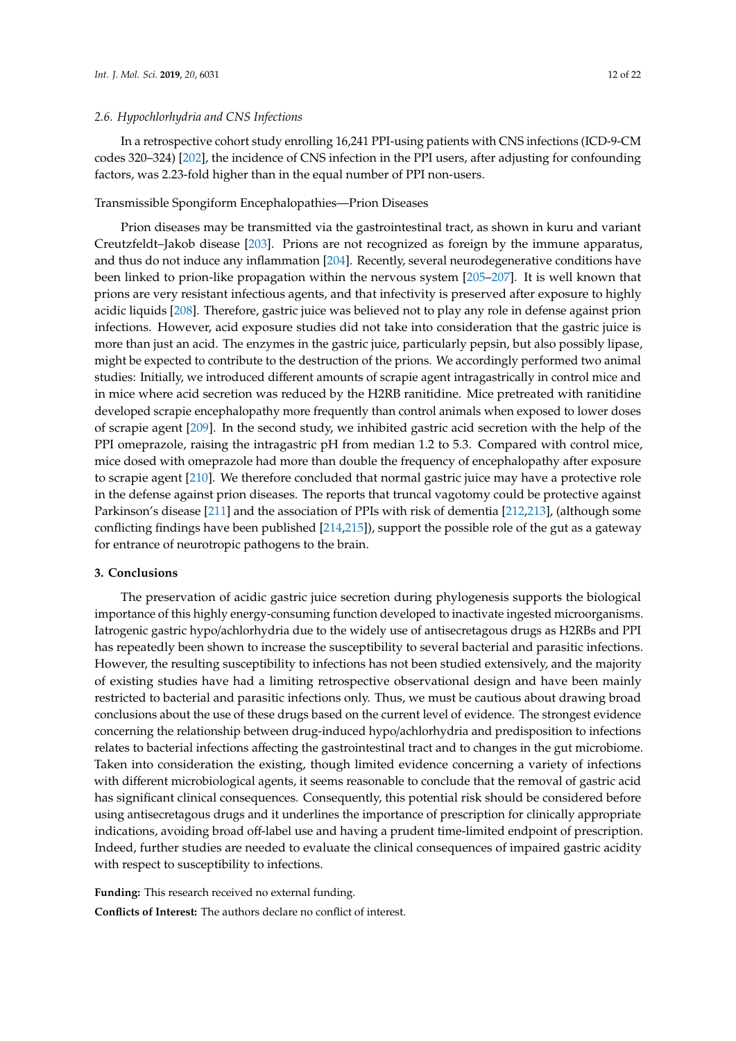### *2.6. Hypochlorhydria and CNS Infections*

In a retrospective cohort study enrolling 16,241 PPI-using patients with CNS infections (ICD-9-CM codes 320–324) [202], the incidence of CNS infection in the PPI users, after adjusting for confounding factors, was 2.23-fold higher than in the equal number of PPI non-users.

Transmissible Spongiform Encephalopathies—Prion Diseases

Prion diseases may be transmitted via the gastrointestinal tract, as shown in kuru and variant Creutzfeldt–Jakob disease [203]. Prions are not recognized as foreign by the immune apparatus, and thus do not induce any inflammation [204]. Recently, several neurodegenerative conditions have been linked to prion-like propagation within the nervous system [205–207]. It is well known that prions are very resistant infectious agents, and that infectivity is preserved after exposure to highly acidic liquids [208]. Therefore, gastric juice was believed not to play any role in defense against prion infections. However, acid exposure studies did not take into consideration that the gastric juice is more than just an acid. The enzymes in the gastric juice, particularly pepsin, but also possibly lipase, might be expected to contribute to the destruction of the prions. We accordingly performed two animal studies: Initially, we introduced different amounts of scrapie agent intragastrically in control mice and in mice where acid secretion was reduced by the H2RB ranitidine. Mice pretreated with ranitidine developed scrapie encephalopathy more frequently than control animals when exposed to lower doses of scrapie agent [209]. In the second study, we inhibited gastric acid secretion with the help of the PPI omeprazole, raising the intragastric pH from median 1.2 to 5.3. Compared with control mice, mice dosed with omeprazole had more than double the frequency of encephalopathy after exposure to scrapie agent [210]. We therefore concluded that normal gastric juice may have a protective role in the defense against prion diseases. The reports that truncal vagotomy could be protective against Parkinson's disease [211] and the association of PPIs with risk of dementia [212,213], (although some conflicting findings have been published [214,215]), support the possible role of the gut as a gateway for entrance of neurotropic pathogens to the brain.

## 3. Conclusions

The preservation of acidic gastric juice secretion during phylogenesis supports the biological importance of this highly energy-consuming function developed to inactivate ingested microorganisms. Iatrogenic gastric hypo/achlorhydria due to the widely use of antisecretagous drugs as H2RBs and PPI has repeatedly been shown to increase the susceptibility to several bacterial and parasitic infections. However, the resulting susceptibility to infections has not been studied extensively, and the majority of existing studies have had a limiting retrospective observational design and have been mainly restricted to bacterial and parasitic infections only. Thus, we must be cautious about drawing broad conclusions about the use of these drugs based on the current level of evidence. The strongest evidence concerning the relationship between drug-induced hypo/achlorhydria and predisposition to infections relates to bacterial infections affecting the gastrointestinal tract and to changes in the gut microbiome. Taken into consideration the existing, though limited evidence concerning a variety of infections with different microbiological agents, it seems reasonable to conclude that the removal of gastric acid has significant clinical consequences. Consequently, this potential risk should be considered before using antisecretagous drugs and it underlines the importance of prescription for clinically appropriate indications, avoiding broad off-label use and having a prudent time-limited endpoint of prescription. Indeed, further studies are needed to evaluate the clinical consequences of impaired gastric acidity with respect to susceptibility to infections.

**Funding:** This research received no external funding.

**Conflicts of Interest:** The authors declare no conflict of interest.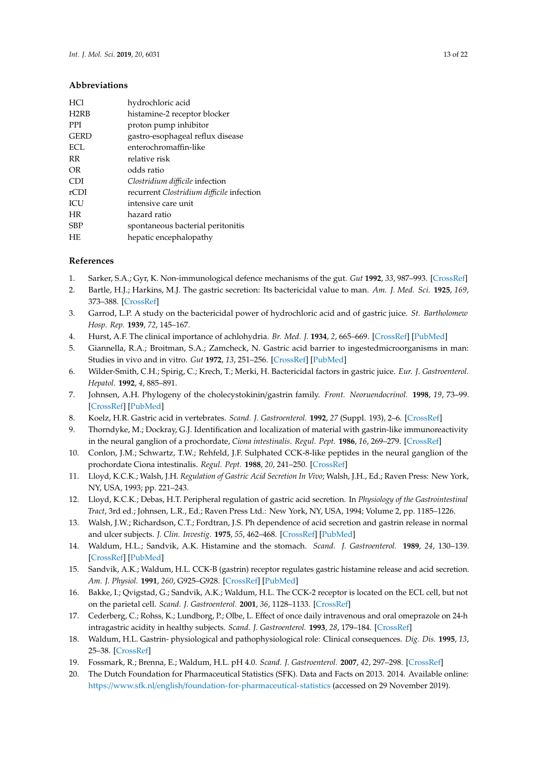## Abbreviations

| | |
|---|---|
| HCl | hydrochloric acid |
| H2RB | histamine-2 receptor blocker |
| PPI | proton pump inhibitor |
| GERD | gastro-esophageal reflux disease |
| ECL | enterochromaffin-like |
| RR | relative risk |
| OR | odds ratio |
| CDI | *Clostridium difficile* infection |
| rCDI | recurrent *Clostridium difficile* infection |
| ICU | intensive care unit |
| HR | hazard ratio |
| SBP | spontaneous bacterial peritonitis |
| HE | hepatic encephalopathy |

## References

1. Sarker, S.A.; Gyr, K. Non-immunological defence mechanisms of the gut. *Gut* **1992**, *33*, 987–993. [CrossRef]
2. Bartle, H.J.; Harkins, M.J. The gastric secretion: Its bactericidal value to man. *Am. J. Med. Sci.* **1925**, *169*, 373–388. [CrossRef]
3. Garrod, L.P. A study on the bactericidal power of hydrochloric acid and of gastric juice. *St. Bartholomew Hosp. Rep.* **1939**, *72*, 145–167.
4. Hurst, A.F. The clinical importance of achlohydria. *Br. Med. J.* **1934**, *2*, 665–669. [CrossRef] [PubMed]
5. Giannella, R.A.; Broitman, S.A.; Zamcheck, N. Gastric acid barrier to ingestedmicroorganisms in man: Studies in vivo and in vitro. *Gut* **1972**, *13*, 251–256. [CrossRef] [PubMed]
6. Wilder-Smith, C.H.; Spirig, C.; Krech, T.; Merki, H. Bactericidal factors in gastric juice. *Eur. J. Gastroenterol. Hepatol.* **1992**, *4*, 885–891.
7. Johnsen, A.H. Phylogeny of the cholecystokinin/gastrin family. *Front. Neoruendocrinol.* **1998**, *19*, 73–99. [CrossRef] [PubMed]
8. Koelz, H.R. Gastric acid in vertebrates. *Scand. J. Gastroenterol.* **1992**, *27* (Suppl. 193), 2–6. [CrossRef]
9. Thorndyke, M.; Dockray, G.J. Identification and localization of material with gastrin-like immunoreactivity in the neural ganglion of a prochordate, *Ciona intestinalis*. *Regul. Pept.* **1986**, *16*, 269–279. [CrossRef]
10. Conlon, J.M.; Schwartz, T.W.; Rehfeld, J.F. Sulphated CCK-8-like peptides in the neural ganglion of the prochordate Ciona intestinalis. *Regul. Pept.* **1988**, *20*, 241–250. [CrossRef]
11. Lloyd, K.C.K.; Walsh, J.H. *Regulation of Gastric Acid Secretion In Vivo*; Walsh, J.H., Ed.; Raven Press: New York, NY, USA, 1993; pp. 221–243.
12. Lloyd, K.C.K.; Debas, H.T. Peripheral regulation of gastric acid secretion. In *Physiology of the Gastrointestinal Tract*, 3rd ed.; Johnsen, L.R., Ed.; Raven Press Ltd.: New York, NY, USA, 1994; Volume 2, pp. 1185–1226.
13. Walsh, J.W.; Richardson, C.T.; Fordtran, J.S. Ph dependence of acid secretion and gastrin release in normal and ulcer subjects. *J. Clin. Investig.* **1975**, *55*, 462–468. [CrossRef] [PubMed]
14. Waldum, H.L.; Sandvik, A.K. Histamine and the stomach. *Scand. J. Gastroenterol.* **1989**, *24*, 130–139. [CrossRef] [PubMed]
15. Sandvik, A.K.; Waldum, H.L. CCK-B (gastrin) receptor regulates gastric histamine release and acid secretion. *Am. J. Physiol.* **1991**, *260*, G925–G928. [CrossRef] [PubMed]
16. Bakke, I.; Qvigstad, G.; Sandvik, A.K.; Waldum, H.L. The CCK-2 receptor is located on the ECL cell, but not on the parietal cell. *Scand. J. Gastroenterol.* **2001**, *36*, 1128–1133. [CrossRef]
17. Cederberg, C.; Rohss, K.; Lundborg, P.; Olbe, L. Effect of once daily intravenous and oral omeprazole on 24-h intragastric acidity in healthy subjects. *Scand. J. Gastroenterol.* **1993**, *28*, 179–184. [CrossRef]
18. Waldum, H.L. Gastrin- physiological and pathophysiological role: Clinical consequences. *Dig. Dis.* **1995**, *13*, 25–38. [CrossRef]
19. Fossmark, R.; Brenna, E.; Waldum, H.L. pH 4.0. *Scand. J. Gastroenterol.* **2007**, *42*, 297–298. [CrossRef]
20. The Dutch Foundation for Pharmaceutical Statistics (SFK). Data and Facts on 2013. 2014. Available online: https://www.sfk.nl/english/foundation-for-pharmaceutical-statistics (accessed on 29 November 2019).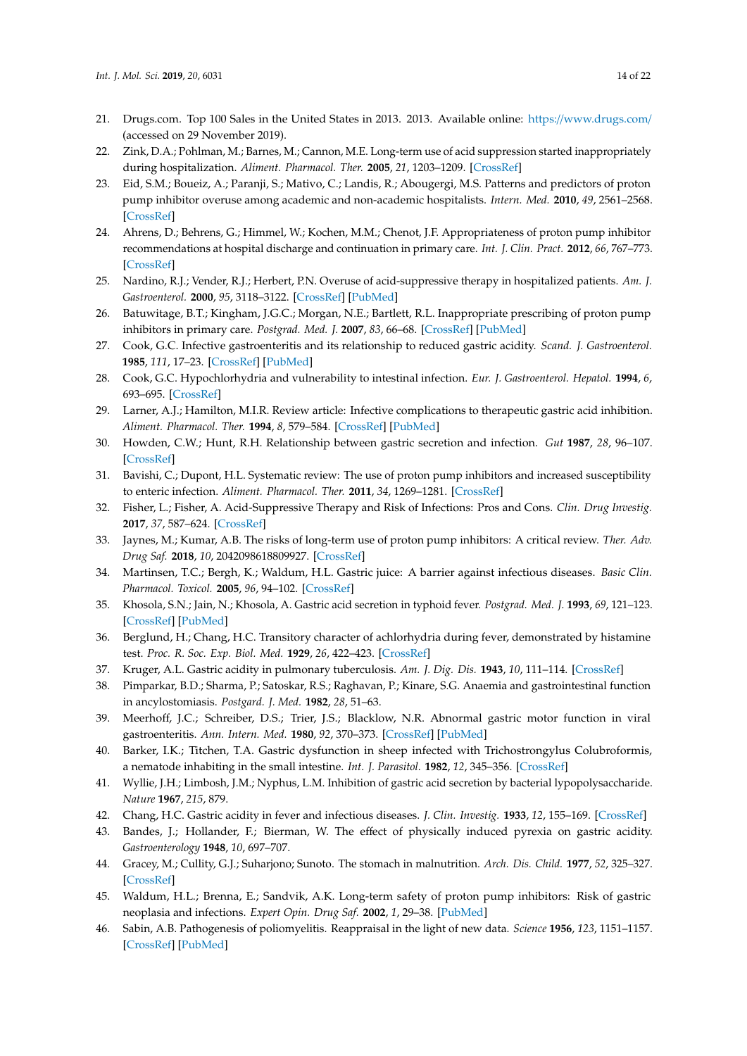21. Drugs.com. Top 100 Sales in the United States in 2013. 2013. Available online: https://www.drugs.com/ (accessed on 29 November 2019).
22. Zink, D.A.; Pohlman, M.; Barnes, M.; Cannon, M.E. Long-term use of acid suppression started inappropriately during hospitalization. *Aliment. Pharmacol. Ther.* **2005**, *21*, 1203–1209. [CrossRef]
23. Eid, S.M.; Boueiz, A.; Paranji, S.; Mativo, C.; Landis, R.; Abougergi, M.S. Patterns and predictors of proton pump inhibitor overuse among academic and non-academic hospitalists. *Intern. Med.* **2010**, *49*, 2561–2568. [CrossRef]
24. Ahrens, D.; Behrens, G.; Himmel, W.; Kochen, M.M.; Chenot, J.F. Appropriateness of proton pump inhibitor recommendations at hospital discharge and continuation in primary care. *Int. J. Clin. Pract.* **2012**, *66*, 767–773. [CrossRef]
25. Nardino, R.J.; Vender, R.J.; Herbert, P.N. Overuse of acid-suppressive therapy in hospitalized patients. *Am. J. Gastroenterol.* **2000**, *95*, 3118–3122. [CrossRef] [PubMed]
26. Batuwitage, B.T.; Kingham, J.G.C.; Morgan, N.E.; Bartlett, R.L. Inappropriate prescribing of proton pump inhibitors in primary care. *Postgrad. Med. J.* **2007**, *83*, 66–68. [CrossRef] [PubMed]
27. Cook, G.C. Infective gastroenteritis and its relationship to reduced gastric acidity. *Scand. J. Gastroenterol.* **1985**, *111*, 17–23. [CrossRef] [PubMed]
28. Cook, G.C. Hypochlorhydria and vulnerability to intestinal infection. *Eur. J. Gastroenterol. Hepatol.* **1994**, *6*, 693–695. [CrossRef]
29. Larner, A.J.; Hamilton, M.I.R. Review article: Infective complications to therapeutic gastric acid inhibition. *Aliment. Pharmacol. Ther.* **1994**, *8*, 579–584. [CrossRef] [PubMed]
30. Howden, C.W.; Hunt, R.H. Relationship between gastric secretion and infection. *Gut* **1987**, *28*, 96–107. [CrossRef]
31. Bavishi, C.; Dupont, H.L. Systematic review: The use of proton pump inhibitors and increased susceptibility to enteric infection. *Aliment. Pharmacol. Ther.* **2011**, *34*, 1269–1281. [CrossRef]
32. Fisher, L.; Fisher, A. Acid-Suppressive Therapy and Risk of Infections: Pros and Cons. *Clin. Drug Investig.* **2017**, *37*, 587–624. [CrossRef]
33. Jaynes, M.; Kumar, A.B. The risks of long-term use of proton pump inhibitors: A critical review. *Ther. Adv. Drug Saf.* **2018**, *10*, 2042098618809927. [CrossRef]
34. Martinsen, T.C.; Bergh, K.; Waldum, H.L. Gastric juice: A barrier against infectious diseases. *Basic Clin. Pharmacol. Toxicol.* **2005**, *96*, 94–102. [CrossRef]
35. Khosola, S.N.; Jain, N.; Khosola, A. Gastric acid secretion in typhoid fever. *Postgrad. Med. J.* **1993**, *69*, 121–123. [CrossRef] [PubMed]
36. Berglund, H.; Chang, H.C. Transitory character of achlorhydria during fever, demonstrated by histamine test. *Proc. R. Soc. Exp. Biol. Med.* **1929**, *26*, 422–423. [CrossRef]
37. Kruger, A.L. Gastric acidity in pulmonary tuberculosis. *Am. J. Dig. Dis.* **1943**, *10*, 111–114. [CrossRef]
38. Pimparkar, B.D.; Sharma, P.; Satoskar, R.S.; Raghavan, P.; Kinare, S.G. Anaemia and gastrointestinal function in ancylostomiasis. *Postgard. J. Med.* **1982**, *28*, 51–63.
39. Meerhoff, J.C.; Schreiber, D.S.; Trier, J.S.; Blacklow, N.R. Abnormal gastric motor function in viral gastroenteritis. *Ann. Intern. Med.* **1980**, *92*, 370–373. [CrossRef] [PubMed]
40. Barker, I.K.; Titchen, T.A. Gastric dysfunction in sheep infected with Trichostrongylus Colubroformis, a nematode inhabiting in the small intestine. *Int. J. Parasitol.* **1982**, *12*, 345–356. [CrossRef]
41. Wyllie, J.H.; Limbosh, J.M.; Nyphus, L.M. Inhibition of gastric acid secretion by bacterial lypopolysaccharide. *Nature* **1967**, *215*, 879.
42. Chang, H.C. Gastric acidity in fever and infectious diseases. *J. Clin. Investig.* **1933**, *12*, 155–169. [CrossRef]
43. Bandes, J.; Hollander, F.; Bierman, W. The effect of physically induced pyrexia on gastric acidity. *Gastroenterology* **1948**, *10*, 697–707.
44. Gracey, M.; Cullity, G.J.; Suharjono; Sunoto. The stomach in malnutrition. *Arch. Dis. Child.* **1977**, *52*, 325–327. [CrossRef]
45. Waldum, H.L.; Brenna, E.; Sandvik, A.K. Long-term safety of proton pump inhibitors: Risk of gastric neoplasia and infections. *Expert Opin. Drug Saf.* **2002**, *1*, 29–38. [PubMed]
46. Sabin, A.B. Pathogenesis of poliomyelitis. Reappraisal in the light of new data. *Science* **1956**, *123*, 1151–1157. [CrossRef] [PubMed]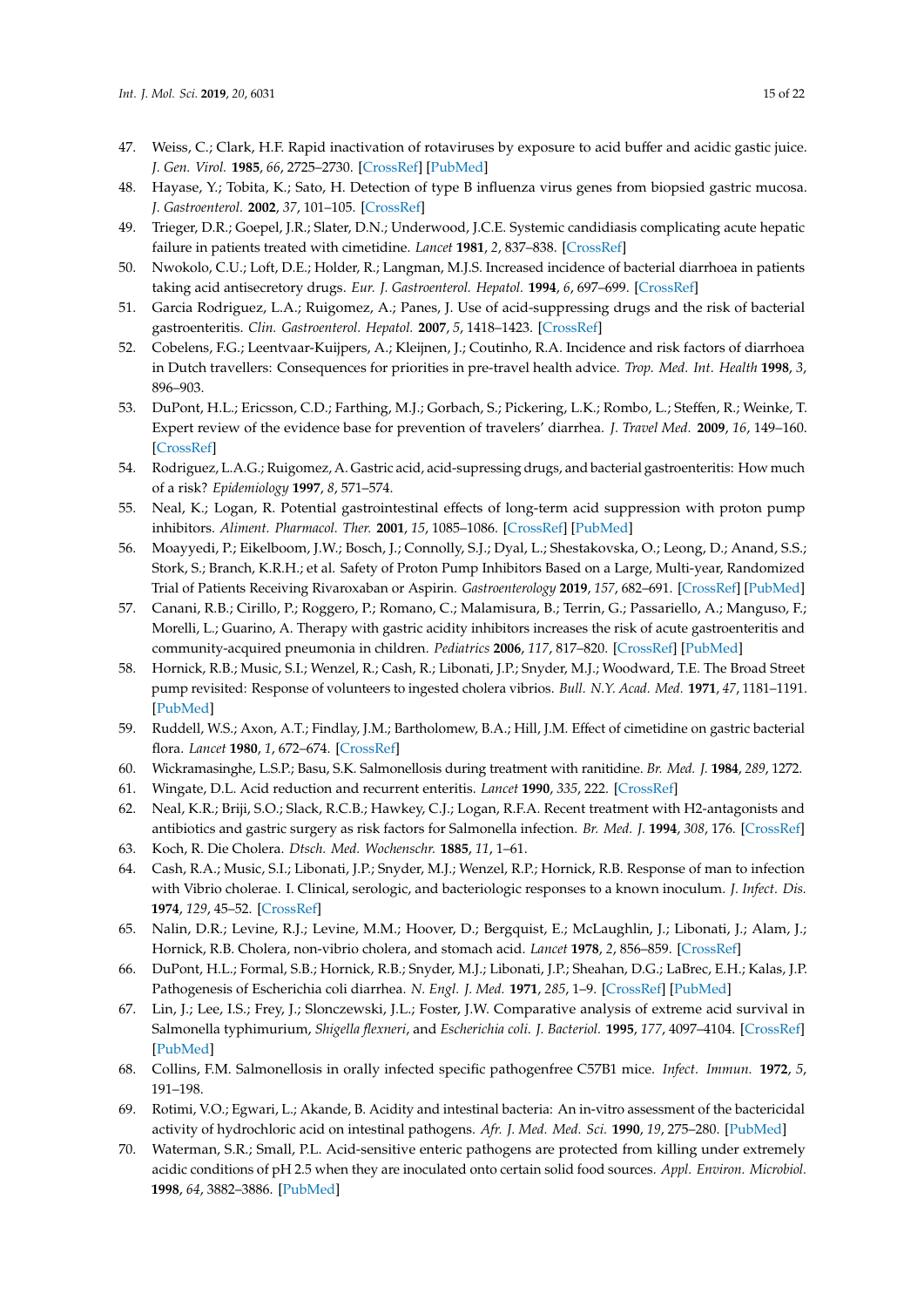47. Weiss, C.; Clark, H.F. Rapid inactivation of rotaviruses by exposure to acid buffer and acidic gastic juice. *J. Gen. Virol.* **1985**, *66*, 2725–2730. [CrossRef] [PubMed]
48. Hayase, Y.; Tobita, K.; Sato, H. Detection of type B influenza virus genes from biopsied gastric mucosa. *J. Gastroenterol.* **2002**, *37*, 101–105. [CrossRef]
49. Trieger, D.R.; Goepel, J.R.; Slater, D.N.; Underwood, J.C.E. Systemic candidiasis complicating acute hepatic failure in patients treated with cimetidine. *Lancet* **1981**, *2*, 837–838. [CrossRef]
50. Nwokolo, C.U.; Loft, D.E.; Holder, R.; Langman, M.J.S. Increased incidence of bacterial diarrhoea in patients taking acid antisecretory drugs. *Eur. J. Gastroenterol. Hepatol.* **1994**, *6*, 697–699. [CrossRef]
51. Garcia Rodriguez, L.A.; Ruigomez, A.; Panes, J. Use of acid-suppressing drugs and the risk of bacterial gastroenteritis. *Clin. Gastroenterol. Hepatol.* **2007**, *5*, 1418–1423. [CrossRef]
52. Cobelens, F.G.; Leentvaar-Kuijpers, A.; Kleijnen, J.; Coutinho, R.A. Incidence and risk factors of diarrhoea in Dutch travellers: Consequences for priorities in pre-travel health advice. *Trop. Med. Int. Health* **1998**, *3*, 896–903.
53. DuPont, H.L.; Ericsson, C.D.; Farthing, M.J.; Gorbach, S.; Pickering, L.K.; Rombo, L.; Steffen, R.; Weinke, T. Expert review of the evidence base for prevention of travelers' diarrhea. *J. Travel Med.* **2009**, *16*, 149–160. [CrossRef]
54. Rodriguez, L.A.G.; Ruigomez, A. Gastric acid, acid-supressing drugs, and bacterial gastroenteritis: How much of a risk? *Epidemiology* **1997**, *8*, 571–574.
55. Neal, K.; Logan, R. Potential gastrointestinal effects of long-term acid suppression with proton pump inhibitors. *Aliment. Pharmacol. Ther.* **2001**, *15*, 1085–1086. [CrossRef] [PubMed]
56. Moayyedi, P.; Eikelboom, J.W.; Bosch, J.; Connolly, S.J.; Dyal, L.; Shestakovska, O.; Leong, D.; Anand, S.S.; Stork, S.; Branch, K.R.H.; et al. Safety of Proton Pump Inhibitors Based on a Large, Multi-year, Randomized Trial of Patients Receiving Rivaroxaban or Aspirin. *Gastroenterology* **2019**, *157*, 682–691. [CrossRef] [PubMed]
57. Canani, R.B.; Cirillo, P.; Roggero, P.; Romano, C.; Malamisura, B.; Terrin, G.; Passariello, A.; Manguso, F.; Morelli, L.; Guarino, A. Therapy with gastric acidity inhibitors increases the risk of acute gastroenteritis and community-acquired pneumonia in children. *Pediatrics* **2006**, *117*, 817–820. [CrossRef] [PubMed]
58. Hornick, R.B.; Music, S.I.; Wenzel, R.; Cash, R.; Libonati, J.P.; Snyder, M.J.; Woodward, T.E. The Broad Street pump revisited: Response of volunteers to ingested cholera vibrios. *Bull. N.Y. Acad. Med.* **1971**, *47*, 1181–1191. [PubMed]
59. Ruddell, W.S.; Axon, A.T.; Findlay, J.M.; Bartholomew, B.A.; Hill, J.M. Effect of cimetidine on gastric bacterial flora. *Lancet* **1980**, *1*, 672–674. [CrossRef]
60. Wickramasinghe, L.S.P.; Basu, S.K. Salmonellosis during treatment with ranitidine. *Br. Med. J.* **1984**, *289*, 1272.
61. Wingate, D.L. Acid reduction and recurrent enteritis. *Lancet* **1990**, *335*, 222. [CrossRef]
62. Neal, K.R.; Brij, S.O.; Slack, R.C.B.; Hawkey, C.J.; Logan, R.F.A. Recent treatment with H2-antagonists and antibiotics and gastric surgery as risk factors for Salmonella infection. *Br. Med. J.* **1994**, *308*, 176. [CrossRef]
63. Koch, R. Die Cholera. *Dtsch. Med. Wochenschr.* **1885**, *11*, 1–61.
64. Cash, R.A.; Music, S.I.; Libonati, J.P.; Snyder, M.J.; Wenzel, R.P.; Hornick, R.B. Response of man to infection with Vibrio cholerae. I. Clinical, serologic, and bacteriologic responses to a known inoculum. *J. Infect. Dis.* **1974**, *129*, 45–52. [CrossRef]
65. Nalin, D.R.; Levine, R.J.; Levine, M.M.; Hoover, D.; Bergquist, E.; McLaughlin, J.; Libonati, J.; Alam, J.; Hornick, R.B. Cholera, non-vibrio cholera, and stomach acid. *Lancet* **1978**, *2*, 856–859. [CrossRef]
66. DuPont, H.L.; Formal, S.B.; Hornick, R.B.; Snyder, M.J.; Libonati, J.P.; Sheahan, D.G.; LaBrec, E.H.; Kalas, J.P. Pathogenesis of Escherichia coli diarrhea. *N. Engl. J. Med.* **1971**, *285*, 1–9. [CrossRef] [PubMed]
67. Lin, J.; Lee, I.S.; Frey, J.; Slonczewski, J.L.; Foster, J.W. Comparative analysis of extreme acid survival in Salmonella typhimurium, *Shigella flexneri*, and *Escherichia coli*. *J. Bacteriol.* **1995**, *177*, 4097–4104. [CrossRef] [PubMed]
68. Collins, F.M. Salmonellosis in orally infected specific pathogenfree C57B1 mice. *Infect. Immun.* **1972**, *5*, 191–198.
69. Rotimi, V.O.; Egwari, L.; Akande, B. Acidity and intestinal bacteria: An in-vitro assessment of the bactericidal activity of hydrochloric acid on intestinal pathogens. *Afr. J. Med. Med. Sci.* **1990**, *19*, 275–280. [PubMed]
70. Waterman, S.R.; Small, P.L. Acid-sensitive enteric pathogens are protected from killing under extremely acidic conditions of pH 2.5 when they are inoculated onto certain solid food sources. *Appl. Environ. Microbiol.* **1998**, *64*, 3882–3886. [PubMed]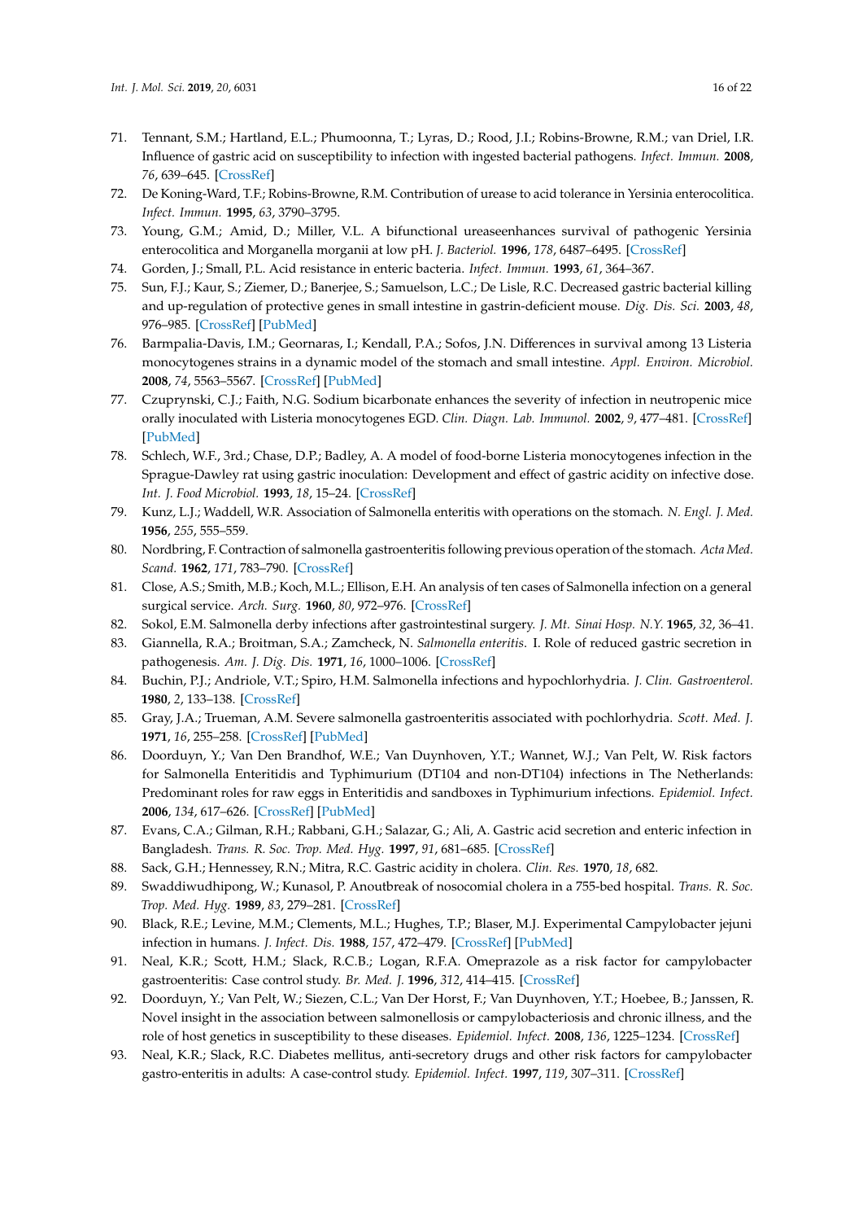71. Tennant, S.M.; Hartland, E.L.; Phumoonna, T.; Lyras, D.; Rood, J.I.; Robins-Browne, R.M.; van Driel, I.R. Influence of gastric acid on susceptibility to infection with ingested bacterial pathogens. *Infect. Immun.* **2008**, *76*, 639–645. [CrossRef]
72. De Koning-Ward, T.F.; Robins-Browne, R.M. Contribution of urease to acid tolerance in Yersinia enterocolitica. *Infect. Immun.* **1995**, *63*, 3790–3795.
73. Young, G.M.; Amid, D.; Miller, V.L. A bifunctional ureaseenhances survival of pathogenic Yersinia enterocolitica and Morganella morganii at low pH. *J. Bacteriol.* **1996**, *178*, 6487–6495. [CrossRef]
74. Gorden, J.; Small, P.L. Acid resistance in enteric bacteria. *Infect. Immun.* **1993**, *61*, 364–367.
75. Sun, F.J.; Kaur, S.; Ziemer, D.; Banerjee, S.; Samuelson, L.C.; De Lisle, R.C. Decreased gastric bacterial killing and up-regulation of protective genes in small intestine in gastrin-deficient mouse. *Dig. Dis. Sci.* **2003**, *48*, 976–985. [CrossRef] [PubMed]
76. Barmpalia-Davis, I.M.; Geornaras, I.; Kendall, P.A.; Sofos, J.N. Differences in survival among 13 Listeria monocytogenes strains in a dynamic model of the stomach and small intestine. *Appl. Environ. Microbiol.* **2008**, *74*, 5563–5567. [CrossRef] [PubMed]
77. Czuprynski, C.J.; Faith, N.G. Sodium bicarbonate enhances the severity of infection in neutropenic mice orally inoculated with Listeria monocytogenes EGD. *Clin. Diagn. Lab. Immunol.* **2002**, *9*, 477–481. [CrossRef] [PubMed]
78. Schlech, W.F., 3rd.; Chase, D.P.; Badley, A. A model of food-borne Listeria monocytogenes infection in the Sprague-Dawley rat using gastric inoculation: Development and effect of gastric acidity on infective dose. *Int. J. Food Microbiol.* **1993**, *18*, 15–24. [CrossRef]
79. Kunz, L.J.; Waddell, W.R. Association of Salmonella enteritis with operations on the stomach. *N. Engl. J. Med.* **1956**, *255*, 555–559.
80. Nordbring, F. Contraction of salmonella gastroenteritis following previous operation of the stomach. *Acta Med. Scand.* **1962**, *171*, 783–790. [CrossRef]
81. Close, A.S.; Smith, M.B.; Koch, M.L.; Ellison, E.H. An analysis of ten cases of Salmonella infection on a general surgical service. *Arch. Surg.* **1960**, *80*, 972–976. [CrossRef]
82. Sokol, E.M. Salmonella derby infections after gastrointestinal surgery. *J. Mt. Sinai Hosp. N.Y.* **1965**, *32*, 36–41.
83. Giannella, R.A.; Broitman, S.A.; Zamcheck, N. *Salmonella enteritis*. I. Role of reduced gastric secretion in pathogenesis. *Am. J. Dig. Dis.* **1971**, *16*, 1000–1006. [CrossRef]
84. Buchin, P.J.; Andriole, V.T.; Spiro, H.M. Salmonella infections and hypochlorhydria. *J. Clin. Gastroenterol.* **1980**, *2*, 133–138. [CrossRef]
85. Gray, J.A.; Trueman, A.M. Severe salmonella gastroenteritis associated with pochlorhydria. *Scott. Med. J.* **1971**, *16*, 255–258. [CrossRef] [PubMed]
86. Doorduyn, Y.; Van Den Brandhof, W.E.; Van Duynhoven, Y.T.; Wannet, W.J.; Van Pelt, W. Risk factors for Salmonella Enteritidis and Typhimurium (DT104 and non-DT104) infections in The Netherlands: Predominant roles for raw eggs in Enteritidis and sandboxes in Typhimurium infections. *Epidemiol. Infect.* **2006**, *134*, 617–626. [CrossRef] [PubMed]
87. Evans, C.A.; Gilman, R.H.; Rabbani, G.H.; Salazar, G.; Ali, A. Gastric acid secretion and enteric infection in Bangladesh. *Trans. R. Soc. Trop. Med. Hyg.* **1997**, *91*, 681–685. [CrossRef]
88. Sack, G.H.; Hennessey, R.N.; Mitra, R.C. Gastric acidity in cholera. *Clin. Res.* **1970**, *18*, 682.
89. Swaddiwudhipong, W.; Kunasol, P. Anoutbreak of nosocomial cholera in a 755-bed hospital. *Trans. R. Soc. Trop. Med. Hyg.* **1989**, *83*, 279–281. [CrossRef]
90. Black, R.E.; Levine, M.M.; Clements, M.L.; Hughes, T.P.; Blaser, M.J. Experimental Campylobacter jejuni infection in humans. *J. Infect. Dis.* **1988**, *157*, 472–479. [CrossRef] [PubMed]
91. Neal, K.R.; Scott, H.M.; Slack, R.C.B.; Logan, R.F.A. Omeprazole as a risk factor for campylobacter gastroenteritis: Case control study. *Br. Med. J.* **1996**, *312*, 414–415. [CrossRef]
92. Doorduyn, Y.; Van Pelt, W.; Siezen, C.L.; Van Der Horst, F.; Van Duynhoven, Y.T.; Hoebee, B.; Janssen, R. Novel insight in the association between salmonellosis or campylobacteriosis and chronic illness, and the role of host genetics in susceptibility to these diseases. *Epidemiol. Infect.* **2008**, *136*, 1225–1234. [CrossRef]
93. Neal, K.R.; Slack, R.C. Diabetes mellitus, anti-secretory drugs and other risk factors for campylobacter gastro-enteritis in adults: A case-control study. *Epidemiol. Infect.* **1997**, *119*, 307–311. [CrossRef]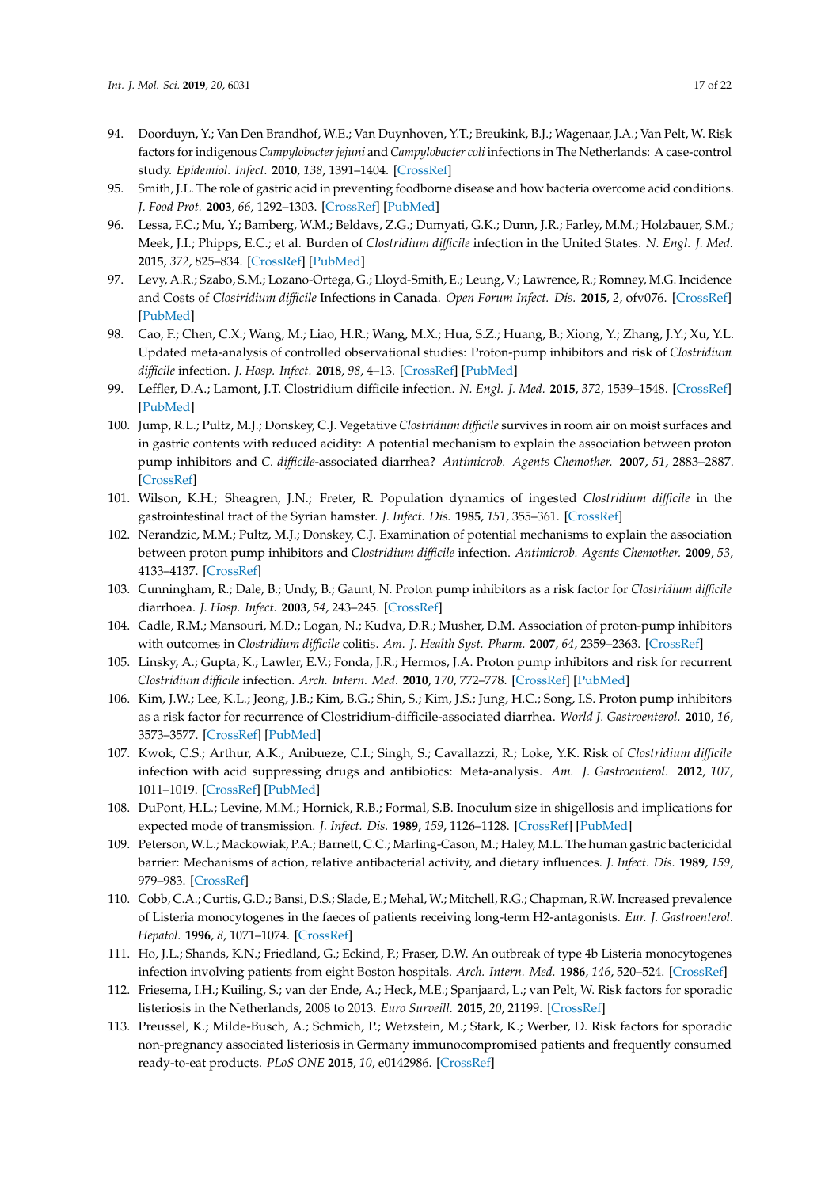94. Doorduyn, Y.; Van Den Brandhof, W.E.; Van Duynhoven, Y.T.; Breukink, B.J.; Wagenaar, J.A.; Van Pelt, W. Risk factors for indigenous *Campylobacter jejuni* and *Campylobacter coli* infections in The Netherlands: A case-control study. *Epidemiol. Infect.* **2010**, *138*, 1391–1404. [CrossRef]
95. Smith, J.L. The role of gastric acid in preventing foodborne disease and how bacteria overcome acid conditions. *J. Food Prot.* **2003**, *66*, 1292–1303. [CrossRef] [PubMed]
96. Lessa, F.C.; Mu, Y.; Bamberg, W.M.; Beldavs, Z.G.; Dumyati, G.K.; Dunn, J.R.; Farley, M.M.; Holzbauer, S.M.; Meek, J.I.; Phipps, E.C.; et al. Burden of *Clostridium difficile* infection in the United States. *N. Engl. J. Med.* **2015**, *372*, 825–834. [CrossRef] [PubMed]
97. Levy, A.R.; Szabo, S.M.; Lozano-Ortega, G.; Lloyd-Smith, E.; Leung, V.; Lawrence, R.; Romney, M.G. Incidence and Costs of *Clostridium difficile* Infections in Canada. *Open Forum Infect. Dis.* **2015**, *2*, ofv076. [CrossRef] [PubMed]
98. Cao, F.; Chen, C.X.; Wang, M.; Liao, H.R.; Wang, M.X.; Hua, S.Z.; Huang, B.; Xiong, Y.; Zhang, J.Y.; Xu, Y.L. Updated meta-analysis of controlled observational studies: Proton-pump inhibitors and risk of *Clostridium difficile* infection. *J. Hosp. Infect.* **2018**, *98*, 4–13. [CrossRef] [PubMed]
99. Leffler, D.A.; Lamont, J.T. Clostridium difficile infection. *N. Engl. J. Med.* **2015**, *372*, 1539–1548. [CrossRef] [PubMed]
100. Jump, R.L.; Pultz, M.J.; Donskey, C.J. Vegetative *Clostridium difficile* survives in room air on moist surfaces and in gastric contents with reduced acidity: A potential mechanism to explain the association between proton pump inhibitors and *C. difficile*-associated diarrhea? *Antimicrob. Agents Chemother.* **2007**, *51*, 2883–2887. [CrossRef]
101. Wilson, K.H.; Sheagren, J.N.; Freter, R. Population dynamics of ingested *Clostridium difficile* in the gastrointestinal tract of the Syrian hamster. *J. Infect. Dis.* **1985**, *151*, 355–361. [CrossRef]
102. Nerandzic, M.M.; Pultz, M.J.; Donskey, C.J. Examination of potential mechanisms to explain the association between proton pump inhibitors and *Clostridium difficile* infection. *Antimicrob. Agents Chemother.* **2009**, *53*, 4133–4137. [CrossRef]
103. Cunningham, R.; Dale, B.; Undy, B.; Gaunt, N. Proton pump inhibitors as a risk factor for *Clostridium difficile* diarrhoea. *J. Hosp. Infect.* **2003**, *54*, 243–245. [CrossRef]
104. Cadle, R.M.; Mansouri, M.D.; Logan, N.; Kudva, D.R.; Musher, D.M. Association of proton-pump inhibitors with outcomes in *Clostridium difficile* colitis. *Am. J. Health Syst. Pharm.* **2007**, *64*, 2359–2363. [CrossRef]
105. Linsky, A.; Gupta, K.; Lawler, E.V.; Fonda, J.R.; Hermos, J.A. Proton pump inhibitors and risk for recurrent *Clostridium difficile* infection. *Arch. Intern. Med.* **2010**, *170*, 772–778. [CrossRef] [PubMed]
106. Kim, J.W.; Lee, K.L.; Jeong, J.B.; Kim, B.G.; Shin, S.; Kim, J.S.; Jung, H.C.; Song, I.S. Proton pump inhibitors as a risk factor for recurrence of Clostridium-difficile-associated diarrhea. *World J. Gastroenterol.* **2010**, *16*, 3573–3577. [CrossRef] [PubMed]
107. Kwok, C.S.; Arthur, A.K.; Anibueze, C.I.; Singh, S.; Cavallazzi, R.; Loke, Y.K. Risk of *Clostridium difficile* infection with acid suppressing drugs and antibiotics: Meta-analysis. *Am. J. Gastroenterol.* **2012**, *107*, 1011–1019. [CrossRef] [PubMed]
108. DuPont, H.L.; Levine, M.M.; Hornick, R.B.; Formal, S.B. Inoculum size in shigellosis and implications for expected mode of transmission. *J. Infect. Dis.* **1989**, *159*, 1126–1128. [CrossRef] [PubMed]
109. Peterson, W.L.; Mackowiak, P.A.; Barnett, C.C.; Marling-Cason, M.; Haley, M.L. The human gastric bactericidal barrier: Mechanisms of action, relative antibacterial activity, and dietary influences. *J. Infect. Dis.* **1989**, *159*, 979–983. [CrossRef]
110. Cobb, C.A.; Curtis, G.D.; Bansi, D.S.; Slade, E.; Mehal, W.; Mitchell, R.G.; Chapman, R.W. Increased prevalence of Listeria monocytogenes in the faeces of patients receiving long-term H2-antagonists. *Eur. J. Gastroenterol. Hepatol.* **1996**, *8*, 1071–1074. [CrossRef]
111. Ho, J.L.; Shands, K.N.; Friedland, G.; Eckind, P.; Fraser, D.W. An outbreak of type 4b Listeria monocytogenes infection involving patients from eight Boston hospitals. *Arch. Intern. Med.* **1986**, *146*, 520–524. [CrossRef]
112. Friesema, I.H.; Kuiling, S.; van der Ende, A.; Heck, M.E.; Spanjaard, L.; van Pelt, W. Risk factors for sporadic listeriosis in the Netherlands, 2008 to 2013. *Euro Surveill.* **2015**, *20*, 21199. [CrossRef]
113. Preussel, K.; Milde-Busch, A.; Schmich, P.; Wetzstein, M.; Stark, K.; Werber, D. Risk factors for sporadic non-pregnancy associated listeriosis in Germany immunocompromised patients and frequently consumed ready-to-eat products. *PLoS ONE* **2015**, *10*, e0142986. [CrossRef]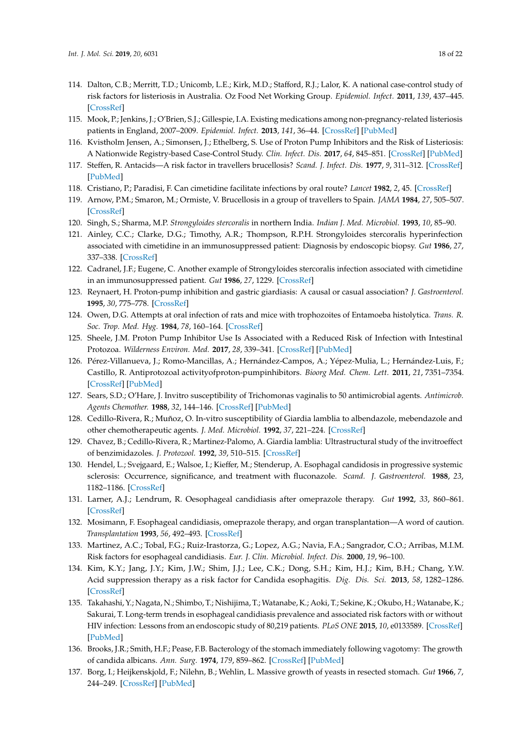114. Dalton, C.B.; Merritt, T.D.; Unicomb, L.E.; Kirk, M.D.; Stafford, R.J.; Lalor, K. A national case-control study of risk factors for listeriosis in Australia. Oz Food Net Working Group. *Epidemiol. Infect.* **2011**, *139*, 437–445. [CrossRef]
115. Mook, P.; Jenkins, J.; O'Brien, S.J.; Gillespie, I.A. Existing medications among non-pregnancy-related listeriosis patients in England, 2007–2009. *Epidemiol. Infect.* **2013**, *141*, 36–44. [CrossRef] [PubMed]
116. Kvistholm Jensen, A.; Simonsen, J.; Ethelberg, S. Use of Proton Pump Inhibitors and the Risk of Listeriosis: A Nationwide Registry-based Case-Control Study. *Clin. Infect. Dis.* **2017**, *64*, 845–851. [CrossRef] [PubMed]
117. Steffen, R. Antacids—A risk factor in travellers brucellosis? *Scand. J. Infect. Dis.* **1977**, *9*, 311–312. [CrossRef] [PubMed]
118. Cristiano, P.; Paradisi, F. Can cimetidine facilitate infections by oral route? *Lancet* **1982**, *2*, 45. [CrossRef]
119. Arnow, P.M.; Smaron, M.; Ormiste, V. Brucellosis in a group of travellers to Spain. *JAMA* **1984**, *27*, 505–507. [CrossRef]
120. Singh, S.; Sharma, M.P. *Strongyloides stercoralis* in northern India. *Indian J. Med. Microbiol.* **1993**, *10*, 85–90.
121. Ainley, C.C.; Clarke, D.G.; Timothy, A.R.; Thompson, R.P.H. Strongyloides stercoralis hyperinfection associated with cimetidine in an immunosuppressed patient: Diagnosis by endoscopic biopsy. *Gut* **1986**, *27*, 337–338. [CrossRef]
122. Cadranel, J.F.; Eugene, C. Another example of Strongyloides stercoralis infection associated with cimetidine in an immunosuppressed patient. *Gut* **1986**, *27*, 1229. [CrossRef]
123. Reynaert, H. Proton-pump inhibition and gastric giardiasis: A causal or casual association? *J. Gastroenterol.* **1995**, *30*, 775–778. [CrossRef]
124. Owen, D.G. Attempts at oral infection of rats and mice with trophozoites of Entamoeba histolytica. *Trans. R. Soc. Trop. Med. Hyg.* **1984**, *78*, 160–164. [CrossRef]
125. Sheele, J.M. Proton Pump Inhibitor Use Is Associated with a Reduced Risk of Infection with Intestinal Protozoa. *Wilderness Environ. Med.* **2017**, *28*, 339–341. [CrossRef] [PubMed]
126. Pérez-Villanueva, J.; Romo-Mancillas, A.; Hernández-Campos, A.; Yépez-Mulia, L.; Hernández-Luis, F.; Castillo, R. Antiprotozoal activityofproton-pumpinhibitors. *Bioorg Med. Chem. Lett.* **2011**, *21*, 7351–7354. [CrossRef] [PubMed]
127. Sears, S.D.; O'Hare, J. Invitro susceptibility of Trichomonas vaginalis to 50 antimicrobial agents. *Antimicrob. Agents Chemother.* **1988**, *32*, 144–146. [CrossRef] [PubMed]
128. Cedillo-Rivera, R.; Muñoz, O. In-vitro susceptibility of Giardia lamblia to albendazole, mebendazole and other chemotherapeutic agents. *J. Med. Microbiol.* **1992**, *37*, 221–224. [CrossRef]
129. Chavez, B.; Cedillo-Rivera, R.; Martinez-Palomo, A. Giardia lamblia: Ultrastructural study of the invitroeffect of benzimidazoles. *J. Protozool.* **1992**, *39*, 510–515. [CrossRef]
130. Hendel, L.; Svejgaard, E.; Walsoe, I.; Kieffer, M.; Stenderup, A. Esophagal candidosis in progressive systemic sclerosis: Occurrence, significance, and treatment with fluconazole. *Scand. J. Gastroenterol.* **1988**, *23*, 1182–1186. [CrossRef]
131. Larner, A.J.; Lendrum, R. Oesophageal candidiasis after omeprazole therapy. *Gut* **1992**, *33*, 860–861. [CrossRef]
132. Mosimann, F. Esophageal candidiasis, omeprazole therapy, and organ transplantation—A word of caution. *Transplantation* **1993**, *56*, 492–493. [CrossRef]
133. Martinez, A.C.; Tobal, F.G.; Ruiz-Irastorza, G.; Lopez, A.G.; Navia, F.A.; Sangrador, C.O.; Arribas, M.I.M. Risk factors for esophageal candidiasis. *Eur. J. Clin. Microbiol. Infect. Dis.* **2000**, *19*, 96–100.
134. Kim, K.Y.; Jang, J.Y.; Kim, J.W.; Shim, J.J.; Lee, C.K.; Dong, S.H.; Kim, H.J.; Kim, B.H.; Chang, Y.W. Acid suppression therapy as a risk factor for Candida esophagitis. *Dig. Dis. Sci.* **2013**, *58*, 1282–1286. [CrossRef]
135. Takahashi, Y.; Nagata, N.; Shimbo, T.; Nishijima, T.; Watanabe, K.; Aoki, T.; Sekine, K.; Okubo, H.; Watanabe, K.; Sakurai, T. Long-term trends in esophageal candidiasis prevalence and associated risk factors with or without HIV infection: Lessons from an endoscopic study of 80,219 patients. *PLoS ONE* **2015**, *10*, e0133589. [CrossRef] [PubMed]
136. Brooks, J.R.; Smith, H.F.; Pease, F.B. Bacterology of the stomach immediately following vagotomy: The growth of candida albicans. *Ann. Surg.* **1974**, *179*, 859–862. [CrossRef] [PubMed]
137. Borg, I.; Heijkenskjold, F.; Nilehn, B.; Wehlin, L. Massive growth of yeasts in resected stomach. *Gut* **1966**, *7*, 244–249. [CrossRef] [PubMed]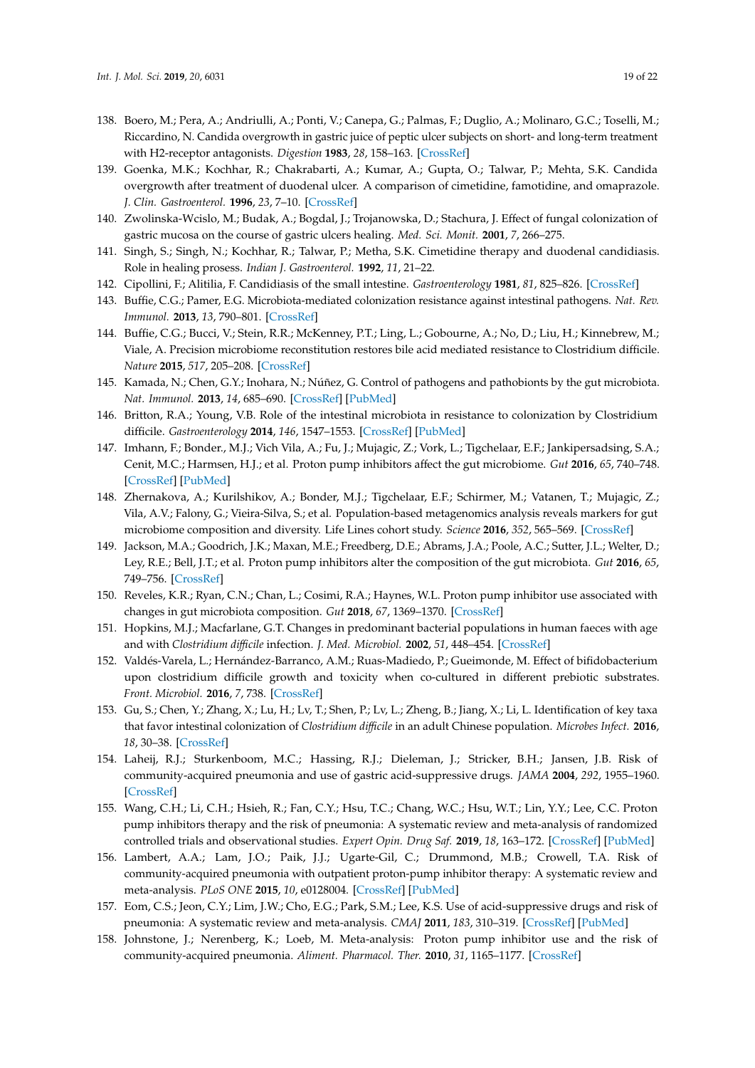138. Boero, M.; Pera, A.; Andriulli, A.; Ponti, V.; Canepa, G.; Palmas, F.; Duglio, A.; Molinaro, G.C.; Toselli, M.; Riccardino, N. Candida overgrowth in gastric juice of peptic ulcer subjects on short- and long-term treatment with H2-receptor antagonists. *Digestion* **1983**, *28*, 158–163. [CrossRef]
139. Goenka, M.K.; Kochhar, R.; Chakrabarti, A.; Kumar, A.; Gupta, O.; Talwar, P.; Mehta, S.K. Candida overgrowth after treatment of duodenal ulcer. A comparison of cimetidine, famotidine, and omaprazole. *J. Clin. Gastroenterol.* **1996**, *23*, 7–10. [CrossRef]
140. Zwolinska-Wcislo, M.; Budak, A.; Bogdal, J.; Trojanowska, D.; Stachura, J. Effect of fungal colonization of gastric mucosa on the course of gastric ulcers healing. *Med. Sci. Monit.* **2001**, *7*, 266–275.
141. Singh, S.; Singh, N.; Kochhar, R.; Talwar, P.; Metha, S.K. Cimetidine therapy and duodenal candidiasis. Role in healing prosess. *Indian J. Gastroenterol.* **1992**, *11*, 21–22.
142. Cipollini, F.; Alitilia, F. Candidiasis of the small intestine. *Gastroenterology* **1981**, *81*, 825–826. [CrossRef]
143. Buffie, C.G.; Pamer, E.G. Microbiota-mediated colonization resistance against intestinal pathogens. *Nat. Rev. Immunol.* **2013**, *13*, 790–801. [CrossRef]
144. Buffie, C.G.; Bucci, V.; Stein, R.R.; McKenney, P.T.; Ling, L.; Gobourne, A.; No, D.; Liu, H.; Kinnebrew, M.; Viale, A. Precision microbiome reconstitution restores bile acid mediated resistance to Clostridium difficile. *Nature* **2015**, *517*, 205–208. [CrossRef]
145. Kamada, N.; Chen, G.Y.; Inohara, N.; Núñez, G. Control of pathogens and pathobionts by the gut microbiota. *Nat. Immunol.* **2013**, *14*, 685–690. [CrossRef] [PubMed]
146. Britton, R.A.; Young, V.B. Role of the intestinal microbiota in resistance to colonization by Clostridium difficile. *Gastroenterology* **2014**, *146*, 1547–1553. [CrossRef] [PubMed]
147. Imhann, F.; Bonder., M.J.; Vich Vila, A.; Fu, J.; Mujagic, Z.; Vork, L.; Tigchelaar, E.F.; Jankipersadsing, S.A.; Cenit, M.C.; Harmsen, H.J.; et al. Proton pump inhibitors affect the gut microbiome. *Gut* **2016**, *65*, 740–748. [CrossRef] [PubMed]
148. Zhernakova, A.; Kurilshikov, A.; Bonder, M.J.; Tigchelaar, E.F.; Schirmer, M.; Vatanen, T.; Mujagic, Z.; Vila, A.V.; Falony, G.; Vieira-Silva, S.; et al. Population-based metagenomics analysis reveals markers for gut microbiome composition and diversity. Life Lines cohort study. *Science* **2016**, *352*, 565–569. [CrossRef]
149. Jackson, M.A.; Goodrich, J.K.; Maxan, M.E.; Freedberg, D.E.; Abrams, J.A.; Poole, A.C.; Sutter, J.L.; Welter, D.; Ley, R.E.; Bell, J.T.; et al. Proton pump inhibitors alter the composition of the gut microbiota. *Gut* **2016**, *65*, 749–756. [CrossRef]
150. Reveles, K.R.; Ryan, C.N.; Chan, L.; Cosimi, R.A.; Haynes, W.L. Proton pump inhibitor use associated with changes in gut microbiota composition. *Gut* **2018**, *67*, 1369–1370. [CrossRef]
151. Hopkins, M.J.; Macfarlane, G.T. Changes in predominant bacterial populations in human faeces with age and with *Clostridium difficile* infection. *J. Med. Microbiol.* **2002**, *51*, 448–454. [CrossRef]
152. Valdés-Varela, L.; Hernández-Barranco, A.M.; Ruas-Madiedo, P.; Gueimonde, M. Effect of bifidobacterium upon clostridium difficile growth and toxicity when co-cultured in different prebiotic substrates. *Front. Microbiol.* **2016**, *7*, 738. [CrossRef]
153. Gu, S.; Chen, Y.; Zhang, X.; Lu, H.; Lv, T.; Shen, P.; Lv, L.; Zheng, B.; Jiang, X.; Li, L. Identification of key taxa that favor intestinal colonization of *Clostridium difficile* in an adult Chinese population. *Microbes Infect.* **2016**, *18*, 30–38. [CrossRef]
154. Laheij, R.J.; Sturkenboom, M.C.; Hassing, R.J.; Dieleman, J.; Stricker, B.H.; Jansen, J.B. Risk of community-acquired pneumonia and use of gastric acid-suppressive drugs. *JAMA* **2004**, *292*, 1955–1960. [CrossRef]
155. Wang, C.H.; Li, C.H.; Hsieh, R.; Fan, C.Y.; Hsu, T.C.; Chang, W.C.; Hsu, W.T.; Lin, Y.Y.; Lee, C.C. Proton pump inhibitors therapy and the risk of pneumonia: A systematic review and meta-analysis of randomized controlled trials and observational studies. *Expert Opin. Drug Saf.* **2019**, *18*, 163–172. [CrossRef] [PubMed]
156. Lambert, A.A.; Lam, J.O.; Paik, J.J.; Ugarte-Gil, C.; Drummond, M.B.; Crowell, T.A. Risk of community-acquired pneumonia with outpatient proton-pump inhibitor therapy: A systematic review and meta-analysis. *PLoS ONE* **2015**, *10*, e0128004. [CrossRef] [PubMed]
157. Eom, C.S.; Jeon, C.Y.; Lim, J.W.; Cho, E.G.; Park, S.M.; Lee, K.S. Use of acid-suppressive drugs and risk of pneumonia: A systematic review and meta-analysis. *CMAJ* **2011**, *183*, 310–319. [CrossRef] [PubMed]
158. Johnstone, J.; Nerenberg, K.; Loeb, M. Meta-analysis: Proton pump inhibitor use and the risk of community-acquired pneumonia. *Aliment. Pharmacol. Ther.* **2010**, *31*, 1165–1177. [CrossRef]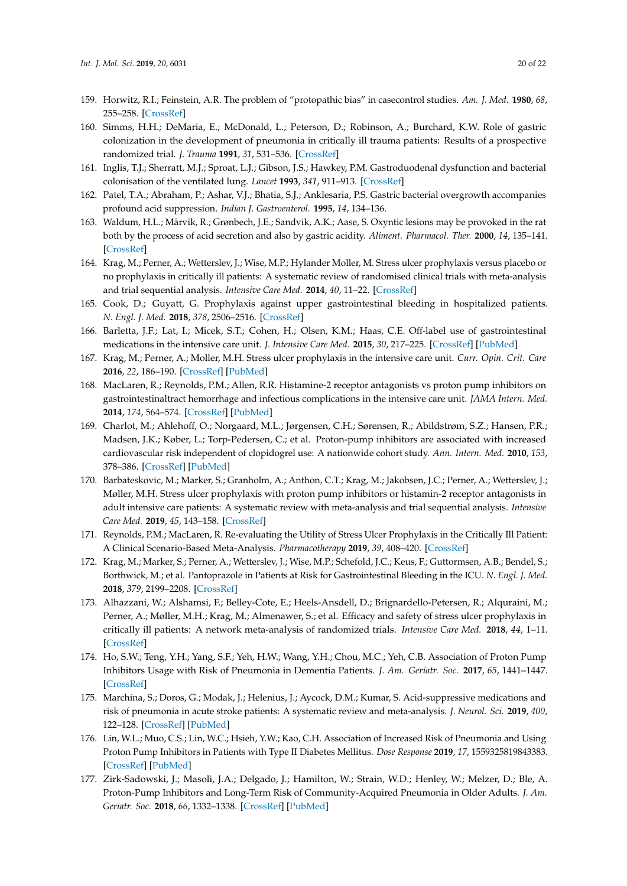159. Horwitz, R.I.; Feinstein, A.R. The problem of "protopathic bias" in casecontrol studies. *Am. J. Med.* **1980**, *68*, 255–258. [CrossRef]
160. Simms, H.H.; DeMaria, E.; McDonald, L.; Peterson, D.; Robinson, A.; Burchard, K.W. Role of gastric colonization in the development of pneumonia in critically ill trauma patients: Results of a prospective randomized trial. *J. Trauma* **1991**, *31*, 531–536. [CrossRef]
161. Inglis, T.J.; Sherratt, M.J.; Sproat, L.J.; Gibson, J.S.; Hawkey, P.M. Gastroduodenal dysfunction and bacterial colonisation of the ventilated lung. *Lancet* **1993**, *341*, 911–913. [CrossRef]
162. Patel, T.A.; Abraham, P.; Ashar, V.J.; Bhatia, S.J.; Anklesaria, P.S. Gastric bacterial overgrowth accompanies profound acid suppression. *Indian J. Gastroenterol.* **1995**, *14*, 134–136.
163. Waldum, H.L.; Mårvik, R.; Grønbech, J.E.; Sandvik, A.K.; Aase, S. Oxyntic lesions may be provoked in the rat both by the process of acid secretion and also by gastric acidity. *Aliment. Pharmacol. Ther.* **2000**, *14*, 135–141. [CrossRef]
164. Krag, M.; Perner, A.; Wetterslev, J.; Wise, M.P.; Hylander Moller, M. Stress ulcer prophylaxis versus placebo or no prophylaxis in critically ill patients: A systematic review of randomised clinical trials with meta-analysis and trial sequential analysis. *Intensive Care Med.* **2014**, *40*, 11–22. [CrossRef]
165. Cook, D.; Guyatt, G. Prophylaxis against upper gastrointestinal bleeding in hospitalized patients. *N. Engl. J. Med.* **2018**, *378*, 2506–2516. [CrossRef]
166. Barletta, J.F.; Lat, I.; Micek, S.T.; Cohen, H.; Olsen, K.M.; Haas, C.E. Off-label use of gastrointestinal medications in the intensive care unit. *J. Intensive Care Med.* **2015**, *30*, 217–225. [CrossRef] [PubMed]
167. Krag, M.; Perner, A.; Moller, M.H. Stress ulcer prophylaxis in the intensive care unit. *Curr. Opin. Crit. Care* **2016**, *22*, 186–190. [CrossRef] [PubMed]
168. MacLaren, R.; Reynolds, P.M.; Allen, R.R. Histamine-2 receptor antagonists vs proton pump inhibitors on gastrointestinaltract hemorrhage and infectious complications in the intensive care unit. *JAMA Intern. Med.* **2014**, *174*, 564–574. [CrossRef] [PubMed]
169. Charlot, M.; Ahlehoff, O.; Norgaard, M.L.; Jørgensen, C.H.; Sørensen, R.; Abildstrøm, S.Z.; Hansen, P.R.; Madsen, J.K.; Køber, L.; Torp-Pedersen, C.; et al. Proton-pump inhibitors are associated with increased cardiovascular risk independent of clopidogrel use: A nationwide cohort study. *Ann. Intern. Med.* **2010**, *153*, 378–386. [CrossRef] [PubMed]
170. Barbateskovic, M.; Marker, S.; Granholm, A.; Anthon, C.T.; Krag, M.; Jakobsen, J.C.; Perner, A.; Wetterslev, J.; Møller, M.H. Stress ulcer prophylaxis with proton pump inhibitors or histamin-2 receptor antagonists in adult intensive care patients: A systematic review with meta-analysis and trial sequential analysis. *Intensive Care Med.* **2019**, *45*, 143–158. [CrossRef]
171. Reynolds, P.M.; MacLaren, R. Re-evaluating the Utility of Stress Ulcer Prophylaxis in the Critically Ill Patient: A Clinical Scenario-Based Meta-Analysis. *Pharmacotherapy* **2019**, *39*, 408–420. [CrossRef]
172. Krag, M.; Marker, S.; Perner, A.; Wetterslev, J.; Wise, M.P.; Schefold, J.C.; Keus, F.; Guttormsen, A.B.; Bendel, S.; Borthwick, M.; et al. Pantoprazole in Patients at Risk for Gastrointestinal Bleeding in the ICU. *N. Engl. J. Med.* **2018**, *379*, 2199–2208. [CrossRef]
173. Alhazzani, W.; Alshamsi, F.; Belley-Cote, E.; Heels-Ansdell, D.; Brignardello-Petersen, R.; Alquraini, M.; Perner, A.; Møller, M.H.; Krag, M.; Almenawer, S.; et al. Efficacy and safety of stress ulcer prophylaxis in critically ill patients: A network meta-analysis of randomized trials. *Intensive Care Med.* **2018**, *44*, 1–11. [CrossRef]
174. Ho, S.W.; Teng, Y.H.; Yang, S.F.; Yeh, H.W.; Wang, Y.H.; Chou, M.C.; Yeh, C.B. Association of Proton Pump Inhibitors Usage with Risk of Pneumonia in Dementia Patients. *J. Am. Geriatr. Soc.* **2017**, *65*, 1441–1447. [CrossRef]
175. Marchina, S.; Doros, G.; Modak, J.; Helenius, J.; Aycock, D.M.; Kumar, S. Acid-suppressive medications and risk of pneumonia in acute stroke patients: A systematic review and meta-analysis. *J. Neurol. Sci.* **2019**, *400*, 122–128. [CrossRef] [PubMed]
176. Lin, W.L.; Muo, C.S.; Lin, W.C.; Hsieh, Y.W.; Kao, C.H. Association of Increased Risk of Pneumonia and Using Proton Pump Inhibitors in Patients with Type II Diabetes Mellitus. *Dose Response* **2019**, *17*, 1559325819843383. [CrossRef] [PubMed]
177. Zirk-Sadowski, J.; Masoli, J.A.; Delgado, J.; Hamilton, W.; Strain, W.D.; Henley, W.; Melzer, D.; Ble, A. Proton-Pump Inhibitors and Long-Term Risk of Community-Acquired Pneumonia in Older Adults. *J. Am. Geriatr. Soc.* **2018**, *66*, 1332–1338. [CrossRef] [PubMed]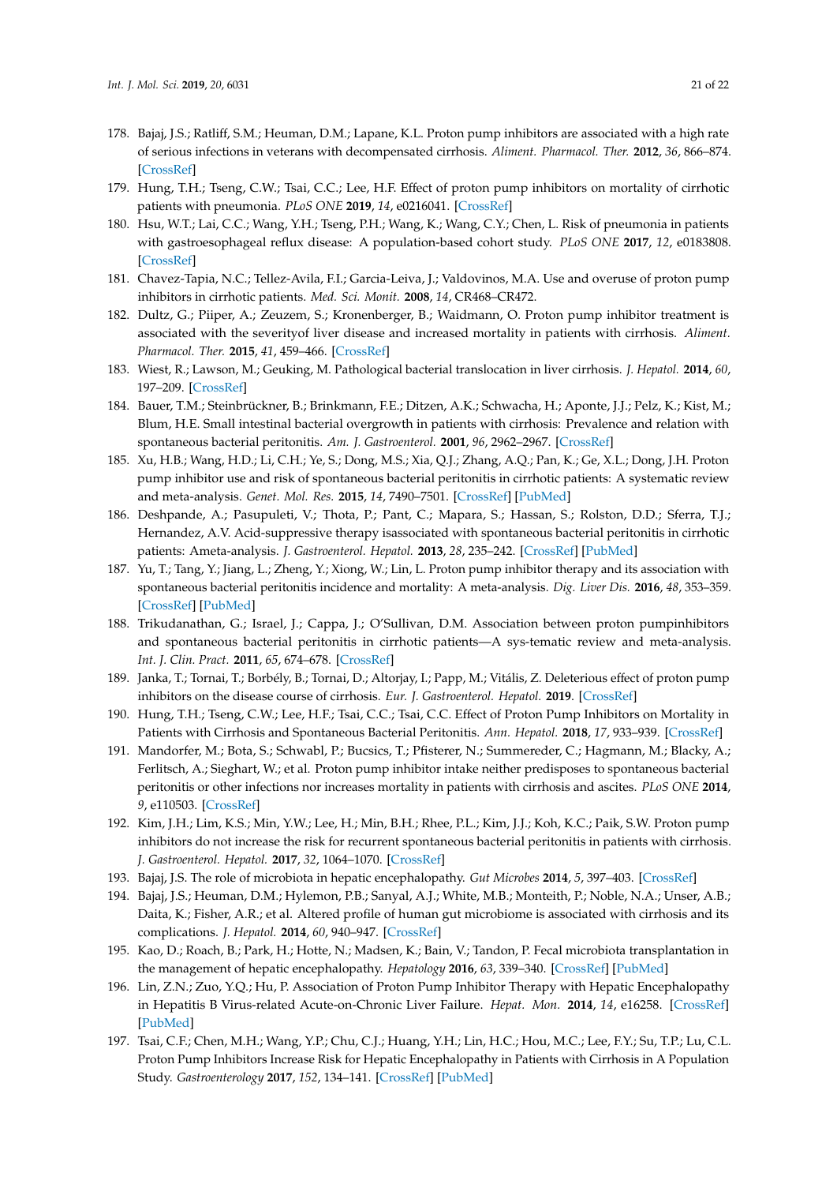178. Bajaj, J.S.; Ratliff, S.M.; Heuman, D.M.; Lapane, K.L. Proton pump inhibitors are associated with a high rate of serious infections in veterans with decompensated cirrhosis. *Aliment. Pharmacol. Ther.* **2012**, *36*, 866–874. [CrossRef]
179. Hung, T.H.; Tseng, C.W.; Tsai, C.C.; Lee, H.F. Effect of proton pump inhibitors on mortality of cirrhotic patients with pneumonia. *PLoS ONE* **2019**, *14*, e0216041. [CrossRef]
180. Hsu, W.T.; Lai, C.C.; Wang, Y.H.; Tseng, P.H.; Wang, K.; Wang, C.Y.; Chen, L. Risk of pneumonia in patients with gastroesophageal reflux disease: A population-based cohort study. *PLoS ONE* **2017**, *12*, e0183808. [CrossRef]
181. Chavez-Tapia, N.C.; Tellez-Avila, F.I.; Garcia-Leiva, J.; Valdovinos, M.A. Use and overuse of proton pump inhibitors in cirrhotic patients. *Med. Sci. Monit.* **2008**, *14*, CR468–CR472.
182. Dultz, G.; Piiper, A.; Zeuzem, S.; Kronenberger, B.; Waidmann, O. Proton pump inhibitor treatment is associated with the severityof liver disease and increased mortality in patients with cirrhosis. *Aliment. Pharmacol. Ther.* **2015**, *41*, 459–466. [CrossRef]
183. Wiest, R.; Lawson, M.; Geuking, M. Pathological bacterial translocation in liver cirrhosis. *J. Hepatol.* **2014**, *60*, 197–209. [CrossRef]
184. Bauer, T.M.; Steinbrückner, B.; Brinkmann, F.E.; Ditzen, A.K.; Schwacha, H.; Aponte, J.J.; Pelz, K.; Kist, M.; Blum, H.E. Small intestinal bacterial overgrowth in patients with cirrhosis: Prevalence and relation with spontaneous bacterial peritonitis. *Am. J. Gastroenterol.* **2001**, *96*, 2962–2967. [CrossRef]
185. Xu, H.B.; Wang, H.D.; Li, C.H.; Ye, S.; Dong, M.S.; Xia, Q.J.; Zhang, A.Q.; Pan, K.; Ge, X.L.; Dong, J.H. Proton pump inhibitor use and risk of spontaneous bacterial peritonitis in cirrhotic patients: A systematic review and meta-analysis. *Genet. Mol. Res.* **2015**, *14*, 7490–7501. [CrossRef] [PubMed]
186. Deshpande, A.; Pasupuleti, V.; Thota, P.; Pant, C.; Mapara, S.; Hassan, S.; Rolston, D.D.; Sferra, T.J.; Hernandez, A.V. Acid-suppressive therapy isassociated with spontaneous bacterial peritonitis in cirrhotic patients: Ameta-analysis. *J. Gastroenterol. Hepatol.* **2013**, *28*, 235–242. [CrossRef] [PubMed]
187. Yu, T.; Tang, Y.; Jiang, L.; Zheng, Y.; Xiong, W.; Lin, L. Proton pump inhibitor therapy and its association with spontaneous bacterial peritonitis incidence and mortality: A meta-analysis. *Dig. Liver Dis.* **2016**, *48*, 353–359. [CrossRef] [PubMed]
188. Trikudanathan, G.; Israel, J.; Cappa, J.; O'Sullivan, D.M. Association between proton pumpinhibitors and spontaneous bacterial peritonitis in cirrhotic patients—A sys-tematic review and meta-analysis. *Int. J. Clin. Pract.* **2011**, *65*, 674–678. [CrossRef]
189. Janka, T.; Tornai, T.; Borbély, B.; Tornai, D.; Altorjay, I.; Papp, M.; Vitális, Z. Deleterious effect of proton pump inhibitors on the disease course of cirrhosis. *Eur. J. Gastroenterol. Hepatol.* **2019**. [CrossRef]
190. Hung, T.H.; Tseng, C.W.; Lee, H.F.; Tsai, C.C.; Tsai, C.C. Effect of Proton Pump Inhibitors on Mortality in Patients with Cirrhosis and Spontaneous Bacterial Peritonitis. *Ann. Hepatol.* **2018**, *17*, 933–939. [CrossRef]
191. Mandorfer, M.; Bota, S.; Schwabl, P.; Bucsics, T.; Pfisterer, N.; Summereder, C.; Hagmann, M.; Blacky, A.; Ferlitsch, A.; Sieghart, W.; et al. Proton pump inhibitor intake neither predisposes to spontaneous bacterial peritonitis or other infections nor increases mortality in patients with cirrhosis and ascites. *PLoS ONE* **2014**, *9*, e110503. [CrossRef]
192. Kim, J.H.; Lim, K.S.; Min, Y.W.; Lee, H.; Min, B.H.; Rhee, P.L.; Kim, J.J.; Koh, K.C.; Paik, S.W. Proton pump inhibitors do not increase the risk for recurrent spontaneous bacterial peritonitis in patients with cirrhosis. *J. Gastroenterol. Hepatol.* **2017**, *32*, 1064–1070. [CrossRef]
193. Bajaj, J.S. The role of microbiota in hepatic encephalopathy. *Gut Microbes* **2014**, *5*, 397–403. [CrossRef]
194. Bajaj, J.S.; Heuman, D.M.; Hylemon, P.B.; Sanyal, A.J.; White, M.B.; Monteith, P.; Noble, N.A.; Unser, A.B.; Daita, K.; Fisher, A.R.; et al. Altered profile of human gut microbiome is associated with cirrhosis and its complications. *J. Hepatol.* **2014**, *60*, 940–947. [CrossRef]
195. Kao, D.; Roach, B.; Park, H.; Hotte, N.; Madsen, K.; Bain, V.; Tandon, P. Fecal microbiota transplantation in the management of hepatic encephalopathy. *Hepatology* **2016**, *63*, 339–340. [CrossRef] [PubMed]
196. Lin, Z.N.; Zuo, Y.Q.; Hu, P. Association of Proton Pump Inhibitor Therapy with Hepatic Encephalopathy in Hepatitis B Virus-related Acute-on-Chronic Liver Failure. *Hepat. Mon.* **2014**, *14*, e16258. [CrossRef] [PubMed]
197. Tsai, C.F.; Chen, M.H.; Wang, Y.P.; Chu, C.J.; Huang, Y.H.; Lin, H.C.; Hou, M.C.; Lee, F.Y.; Su, T.P.; Lu, C.L. Proton Pump Inhibitors Increase Risk for Hepatic Encephalopathy in Patients with Cirrhosis in A Population Study. *Gastroenterology* **2017**, *152*, 134–141. [CrossRef] [PubMed]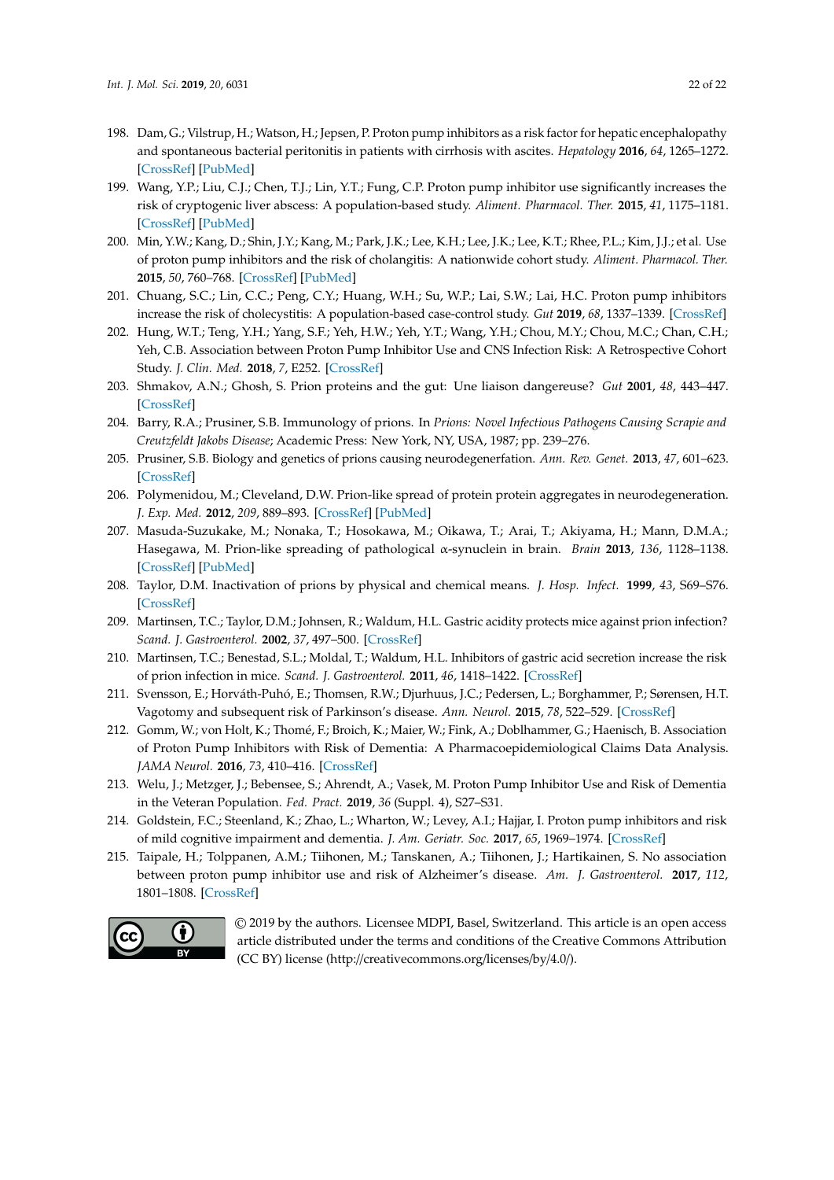198. Dam, G.; Vilstrup, H.; Watson, H.; Jepsen, P. Proton pump inhibitors as a risk factor for hepatic encephalopathy and spontaneous bacterial peritonitis in patients with cirrhosis with ascites. *Hepatology* **2016**, *64*, 1265–1272. [CrossRef] [PubMed]
199. Wang, Y.P.; Liu, C.J.; Chen, T.J.; Lin, Y.T.; Fung, C.P. Proton pump inhibitor use significantly increases the risk of cryptogenic liver abscess: A population-based study. *Aliment. Pharmacol. Ther.* **2015**, *41*, 1175–1181. [CrossRef] [PubMed]
200. Min, Y.W.; Kang, D.; Shin, J.Y.; Kang, M.; Park, J.K.; Lee, K.H.; Lee, J.K.; Lee, K.T.; Rhee, P.L.; Kim, J.J.; et al. Use of proton pump inhibitors and the risk of cholangitis: A nationwide cohort study. *Aliment. Pharmacol. Ther.* **2015**, *50*, 760–768. [CrossRef] [PubMed]
201. Chuang, S.C.; Lin, C.C.; Peng, C.Y.; Huang, W.H.; Su, W.P.; Lai, S.W.; Lai, H.C. Proton pump inhibitors increase the risk of cholecystitis: A population-based case-control study. *Gut* **2019**, *68*, 1337–1339. [CrossRef]
202. Hung, W.T.; Teng, Y.H.; Yang, S.F.; Yeh, H.W.; Yeh, Y.T.; Wang, Y.H.; Chou, M.Y.; Chou, M.C.; Chan, C.H.; Yeh, C.B. Association between Proton Pump Inhibitor Use and CNS Infection Risk: A Retrospective Cohort Study. *J. Clin. Med.* **2018**, *7*, E252. [CrossRef]
203. Shmakov, A.N.; Ghosh, S. Prion proteins and the gut: Une liaison dangereuse? *Gut* **2001**, *48*, 443–447. [CrossRef]
204. Barry, R.A.; Prusiner, S.B. Immunology of prions. In *Prions: Novel Infectious Pathogens Causing Scrapie and Creutzfeldt Jakobs Disease*; Academic Press: New York, NY, USA, 1987; pp. 239–276.
205. Prusiner, S.B. Biology and genetics of prions causing neurodegenerfation. *Ann. Rev. Genet.* **2013**, *47*, 601–623. [CrossRef]
206. Polymenidou, M.; Cleveland, D.W. Prion-like spread of protein protein aggregates in neurodegeneration. *J. Exp. Med.* **2012**, *209*, 889–893. [CrossRef] [PubMed]
207. Masuda-Suzukake, M.; Nonaka, T.; Hosokawa, M.; Oikawa, T.; Arai, T.; Akiyama, H.; Mann, D.M.A.; Hasegawa, M. Prion-like spreading of pathological α-synuclein in brain. *Brain* **2013**, *136*, 1128–1138. [CrossRef] [PubMed]
208. Taylor, D.M. Inactivation of prions by physical and chemical means. *J. Hosp. Infect.* **1999**, *43*, S69–S76. [CrossRef]
209. Martinsen, T.C.; Taylor, D.M.; Johnsen, R.; Waldum, H.L. Gastric acidity protects mice against prion infection? *Scand. J. Gastroenterol.* **2002**, *37*, 497–500. [CrossRef]
210. Martinsen, T.C.; Benestad, S.L.; Moldal, T.; Waldum, H.L. Inhibitors of gastric acid secretion increase the risk of prion infection in mice. *Scand. J. Gastroenterol.* **2011**, *46*, 1418–1422. [CrossRef]
211. Svensson, E.; Horváth-Puhó, E.; Thomsen, R.W.; Djurhuus, J.C.; Pedersen, L.; Borghammer, P.; Sørensen, H.T. Vagotomy and subsequent risk of Parkinson's disease. *Ann. Neurol.* **2015**, *78*, 522–529. [CrossRef]
212. Gomm, W.; von Holt, K.; Thomé, F.; Broich, K.; Maier, W.; Fink, A.; Doblhammer, G.; Haenisch, B. Association of Proton Pump Inhibitors with Risk of Dementia: A Pharmacoepidemiological Claims Data Analysis. *JAMA Neurol.* **2016**, *73*, 410–416. [CrossRef]
213. Welu, J.; Metzger, J.; Bebensee, S.; Ahrendt, A.; Vasek, M. Proton Pump Inhibitor Use and Risk of Dementia in the Veteran Population. *Fed. Pract.* **2019**, *36* (Suppl. 4), S27–S31.
214. Goldstein, F.C.; Steenland, K.; Zhao, L.; Wharton, W.; Levey, A.I.; Hajjar, I. Proton pump inhibitors and risk of mild cognitive impairment and dementia. *J. Am. Geriatr. Soc.* **2017**, *65*, 1969–1974. [CrossRef]
215. Taipale, H.; Tolppanen, A.M.; Tiihonen, M.; Tanskanen, A.; Tiihonen, J.; Hartikainen, S. No association between proton pump inhibitor use and risk of Alzheimer's disease. *Am. J. Gastroenterol.* **2017**, *112*, 1801–1808. [CrossRef]

© 2019 by the authors. Licensee MDPI, Basel, Switzerland. This article is an open access article distributed under the terms and conditions of the Creative Commons Attribution (CC BY) license (http://creativecommons.org/licenses/by/4.0/).